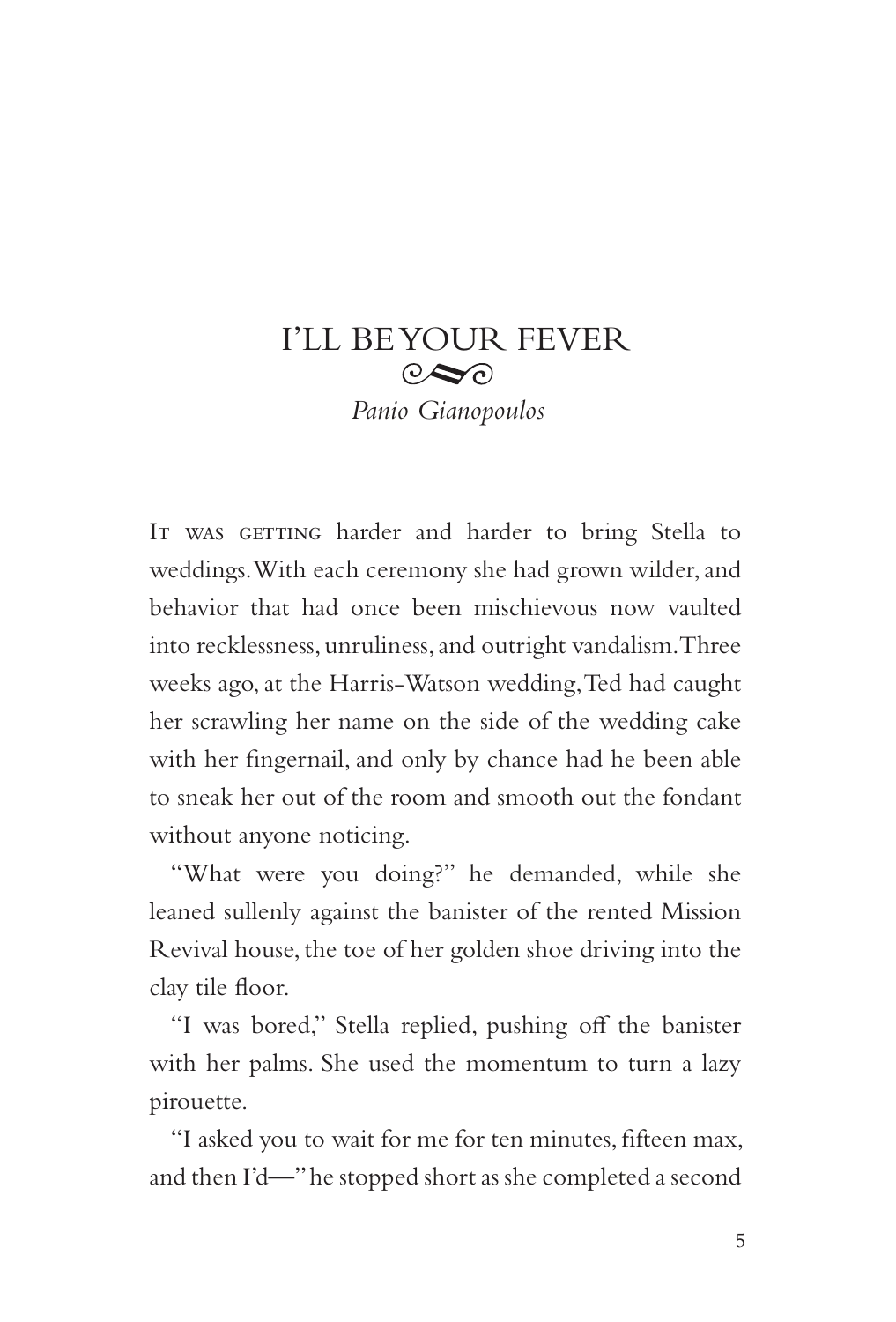# I'LL BE YOUR FEVER

*Panio Gianopoulos*

It was getting harder and harder to bring Stella to weddings. With each ceremony she had grown wilder, and behavior that had once been mischievous now vaulted into recklessness, unruliness, and outright vandalism. Three weeks ago, at the Harris-Watson wedding, Ted had caught her scrawling her name on the side of the wedding cake with her fingernail, and only by chance had he been able to sneak her out of the room and smooth out the fondant without anyone noticing.

"What were you doing?" he demanded, while she leaned sullenly against the banister of the rented Mission Revival house, the toe of her golden shoe driving into the clay tile floor.

"I was bored," Stella replied, pushing off the banister with her palms. She used the momentum to turn a lazy pirouette.

"I asked you to wait for me for ten minutes, fifteen max, and then I'd—" he stopped short as she completed a second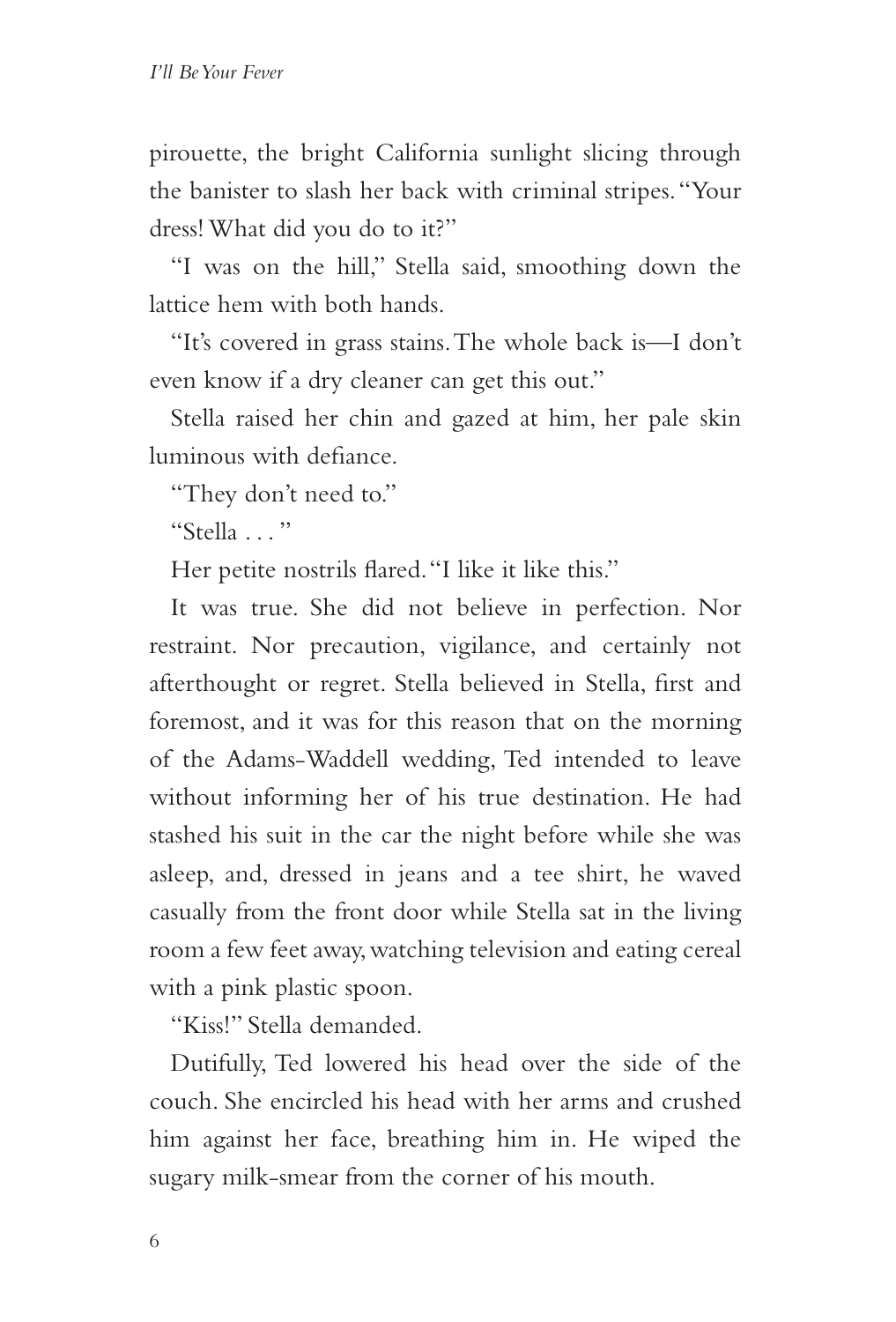pirouette, the bright California sunlight slicing through the banister to slash her back with criminal stripes. "Your dress! What did you do to it?"

"I was on the hill," Stella said, smoothing down the lattice hem with both hands.

"It's covered in grass stains. The whole back is—I don't even know if a dry cleaner can get this out."

Stella raised her chin and gazed at him, her pale skin luminous with defiance.

"They don't need to."

"Stella . . . "

Her petite nostrils flared. "I like it like this."

It was true. She did not believe in perfection. Nor restraint. Nor precaution, vigilance, and certainly not afterthought or regret. Stella believed in Stella, first and foremost, and it was for this reason that on the morning of the Adams-Waddell wedding, Ted intended to leave without informing her of his true destination. He had stashed his suit in the car the night before while she was asleep, and, dressed in jeans and a tee shirt, he waved casually from the front door while Stella sat in the living room a few feet away, watching television and eating cereal with a pink plastic spoon.

"Kiss!" Stella demanded.

Dutifully, Ted lowered his head over the side of the couch. She encircled his head with her arms and crushed him against her face, breathing him in. He wiped the sugary milk-smear from the corner of his mouth.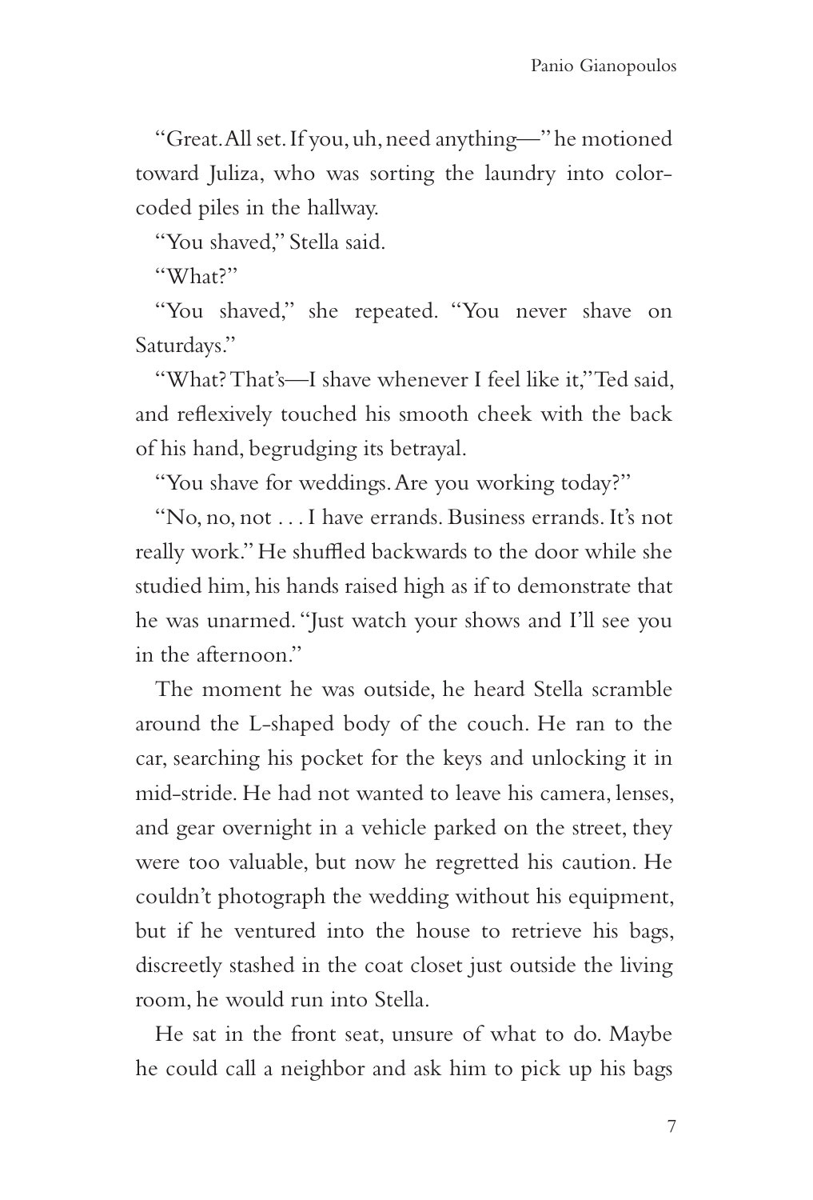"Great. All set. If you, uh, need anything—" he motioned toward Juliza, who was sorting the laundry into color-coded piles in the hallway.

"You shaved," Stella said.

"What?"

"You shaved," she repeated. "You never shave on Saturdays."

"What? That's—I shave whenever I feel like it," Ted said, and reflexively touched his smooth cheek with the back of his hand, begrudging its betrayal.

"You shave for weddings. Are you working today?"

"No, no, not . . . I have errands. Business errands. It's not really work." He shuffled backwards to the door while she studied him, his hands raised high as if to demonstrate that he was unarmed. "Just watch your shows and I'll see you in the afternoon."

The moment he was outside, he heard Stella scramble around the L-shaped body of the couch. He ran to the car, searching his pocket for the keys and unlocking it in mid-stride. He had not wanted to leave his camera, lenses, and gear overnight in a vehicle parked on the street, they were too valuable, but now he regretted his caution. He couldn't photograph the wedding without his equipment, but if he ventured into the house to retrieve his bags, discreetly stashed in the coat closet just outside the living room, he would run into Stella.

He sat in the front seat, unsure of what to do. Maybe he could call a neighbor and ask him to pick up his bags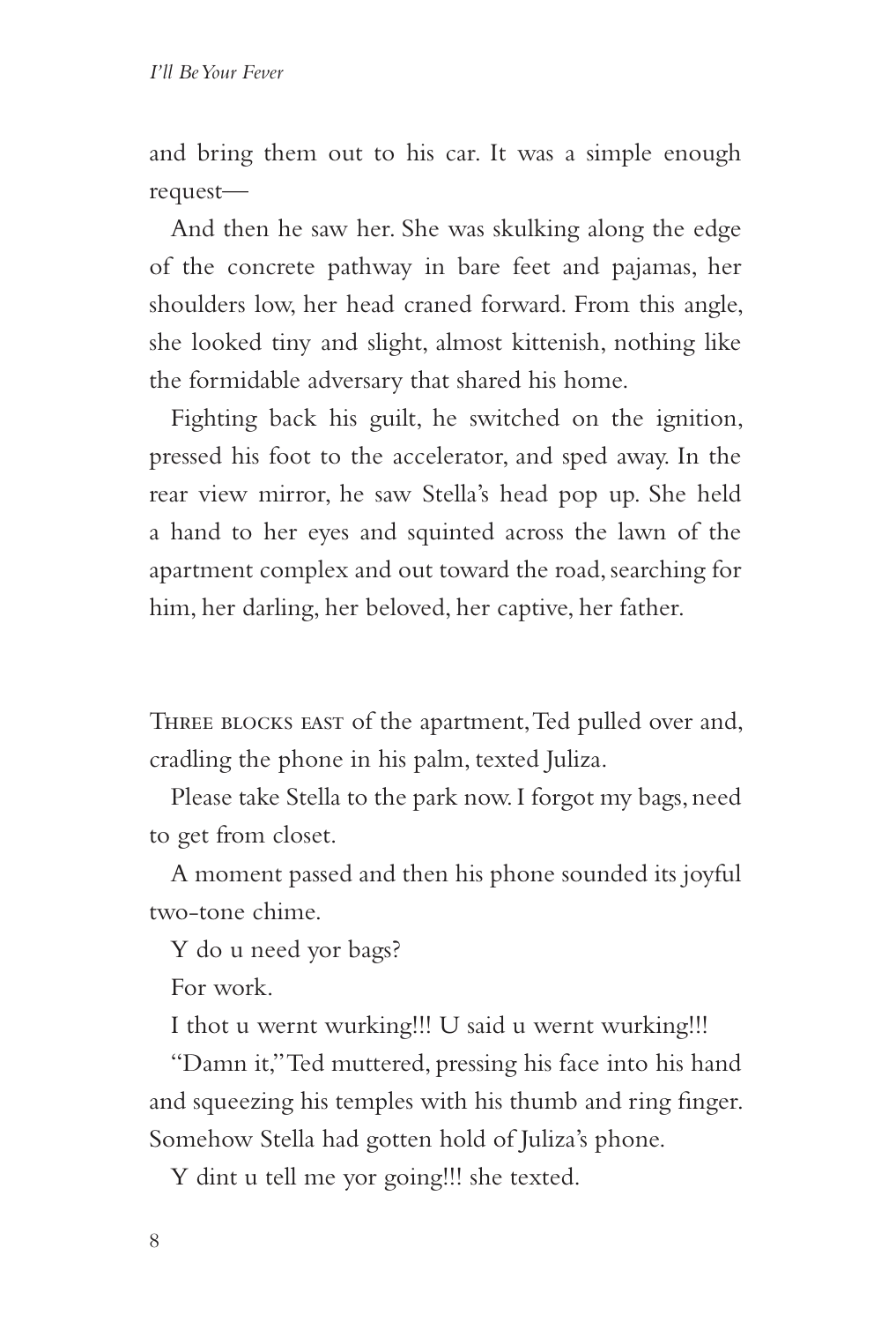and bring them out to his car. It was a simple enough request—

And then he saw her. She was skulking along the edge of the concrete pathway in bare feet and pajamas, her shoulders low, her head craned forward. From this angle, she looked tiny and slight, almost kittenish, nothing like the formidable adversary that shared his home.

Fighting back his guilt, he switched on the ignition, pressed his foot to the accelerator, and sped away. In the rear view mirror, he saw Stella's head pop up. She held a hand to her eyes and squinted across the lawn of the apartment complex and out toward the road, searching for him, her darling, her beloved, her captive, her father.

Three blocks east of the apartment, Ted pulled over and, cradling the phone in his palm, texted Juliza.

Please take Stella to the park now. I forgot my bags, need to get from closet.

A moment passed and then his phone sounded its joyful two-tone chime.

Y do u need yor bags?

For work.

I thot u wernt wurking!!! U said u wernt wurking!!!

"Damn it," Ted muttered, pressing his face into his hand and squeezing his temples with his thumb and ring finger. Somehow Stella had gotten hold of Juliza's phone.

Y dint u tell me yor going!!! she texted.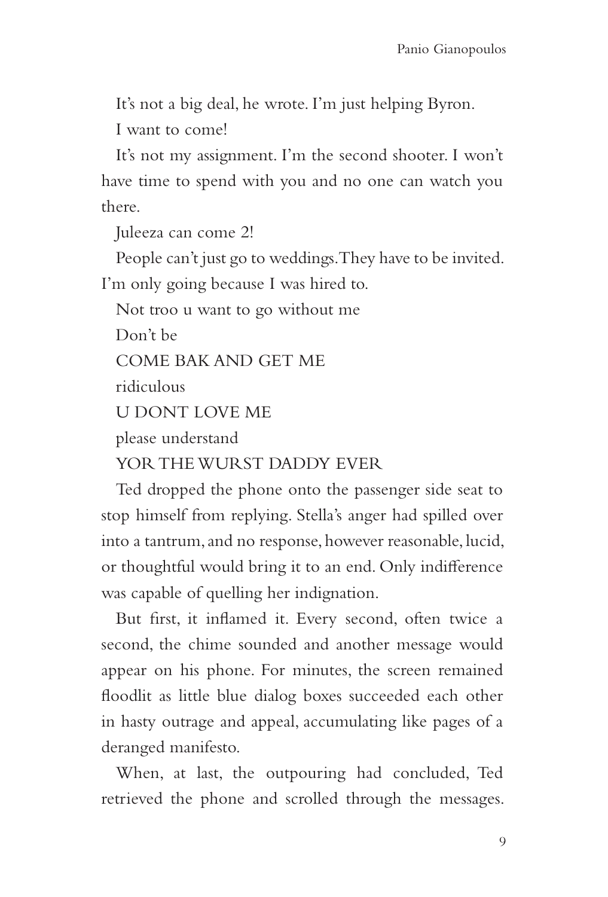It's not a big deal, he wrote. I'm just helping Byron.

I want to come!

It's not my assignment. I'm the second shooter. I won't have time to spend with you and no one can watch you there.

Juleeza can come 2!

People can't just go to weddings. They have to be invited. I'm only going because I was hired to.

Not troo u want to go without me

Don't be

COME BAK AND GET ME

ridiculous

U DONT LOVE ME

please understand

YOR THE WURST DADDY EVER

Ted dropped the phone onto the passenger side seat to stop himself from replying. Stella's anger had spilled over into a tantrum, and no response, however reasonable, lucid, or thoughtful would bring it to an end. Only indifference was capable of quelling her indignation.

But first, it inflamed it. Every second, often twice a second, the chime sounded and another message would appear on his phone. For minutes, the screen remained floodlit as little blue dialog boxes succeeded each other in hasty outrage and appeal, accumulating like pages of a deranged manifesto.

When, at last, the outpouring had concluded, Ted retrieved the phone and scrolled through the messages.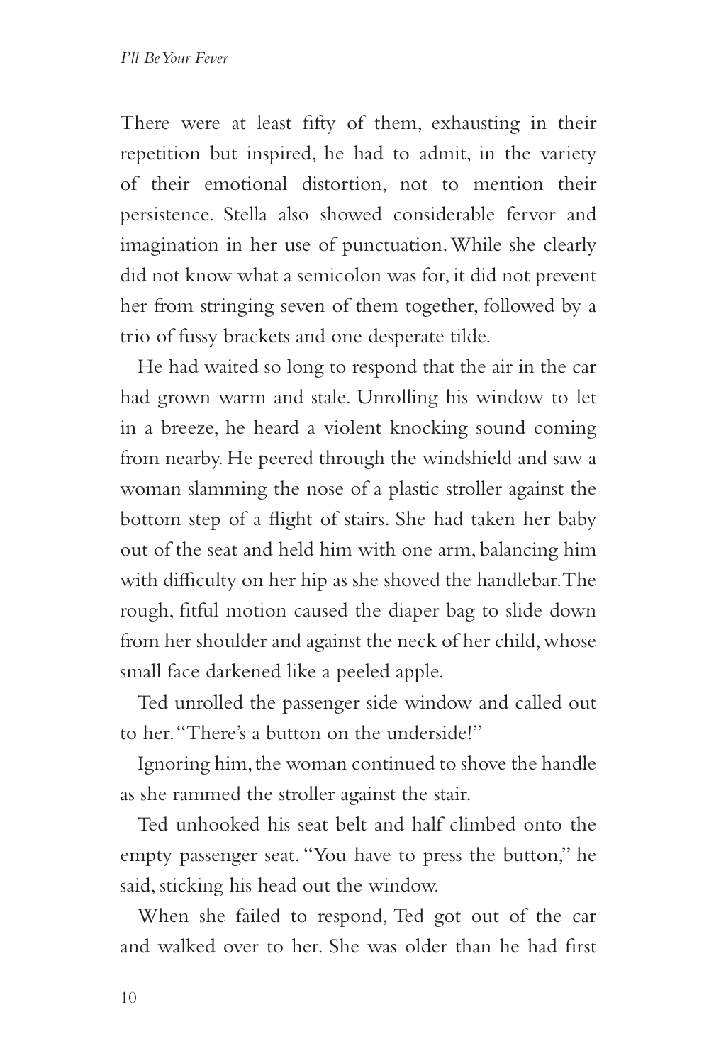There were at least fifty of them, exhausting in their repetition but inspired, he had to admit, in the variety of their emotional distortion, not to mention their persistence. Stella also showed considerable fervor and imagination in her use of punctuation. While she clearly did not know what a semicolon was for, it did not prevent her from stringing seven of them together, followed by a trio of fussy brackets and one desperate tilde.

He had waited so long to respond that the air in the car had grown warm and stale. Unrolling his window to let in a breeze, he heard a violent knocking sound coming from nearby. He peered through the windshield and saw a woman slamming the nose of a plastic stroller against the bottom step of a flight of stairs. She had taken her baby out of the seat and held him with one arm, balancing him with difficulty on her hip as she shoved the handlebar. The rough, fitful motion caused the diaper bag to slide down from her shoulder and against the neck of her child, whose small face darkened like a peeled apple.

Ted unrolled the passenger side window and called out to her. "There's a button on the underside!"

Ignoring him, the woman continued to shove the handle as she rammed the stroller against the stair.

Ted unhooked his seat belt and half climbed onto the empty passenger seat. "You have to press the button," he said, sticking his head out the window.

When she failed to respond, Ted got out of the car and walked over to her. She was older than he had first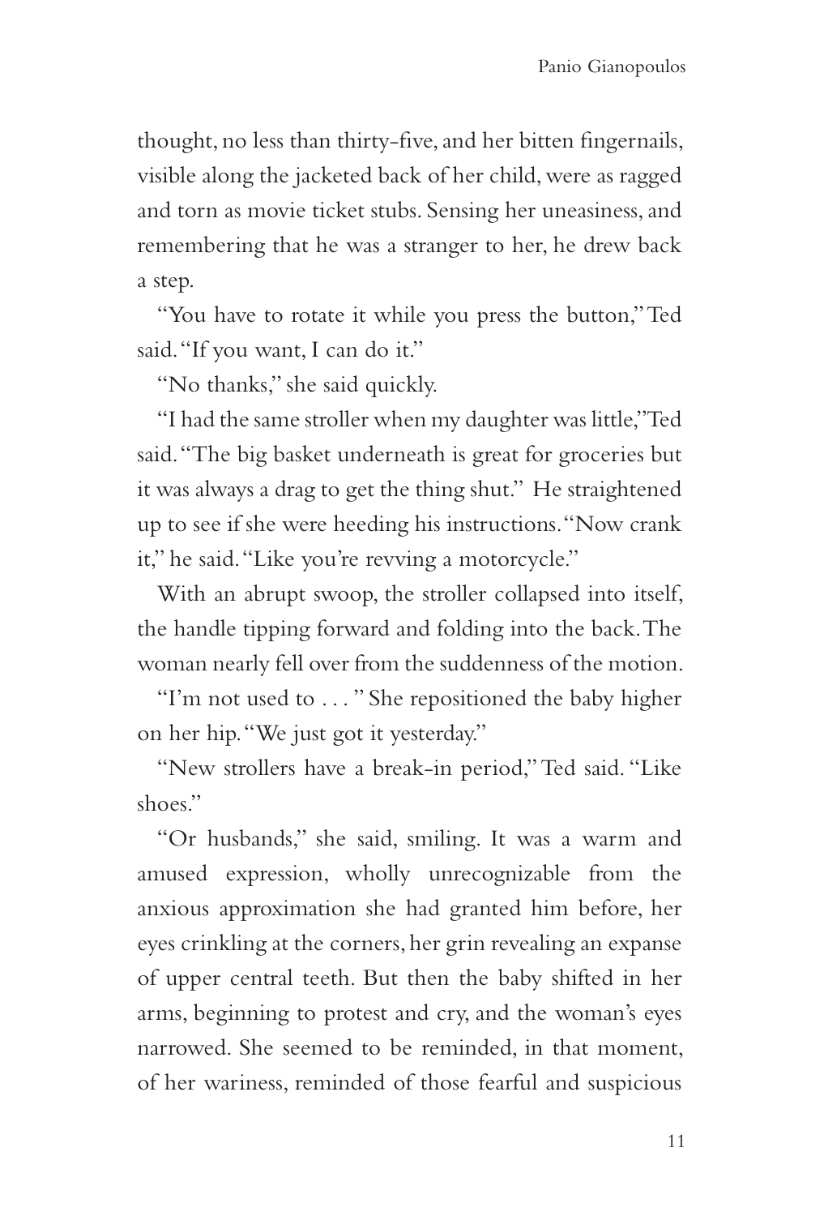thought, no less than thirty-five, and her bitten fingernails, visible along the jacketed back of her child, were as ragged and torn as movie ticket stubs. Sensing her uneasiness, and remembering that he was a stranger to her, he drew back a step.

"You have to rotate it while you press the button," Ted said. "If you want, I can do it."

"No thanks," she said quickly.

"I had the same stroller when my daughter was little," Ted said. "The big basket underneath is great for groceries but it was always a drag to get the thing shut." He straightened up to see if she were heeding his instructions. "Now crank it," he said. "Like you're revving a motorcycle."

With an abrupt swoop, the stroller collapsed into itself, the handle tipping forward and folding into the back. The woman nearly fell over from the suddenness of the motion.

"I'm not used to . . . " She repositioned the baby higher on her hip. "We just got it yesterday."

"New strollers have a break-in period," Ted said. "Like shoes."

"Or husbands," she said, smiling. It was a warm and amused expression, wholly unrecognizable from the anxious approximation she had granted him before, her eyes crinkling at the corners, her grin revealing an expanse of upper central teeth. But then the baby shifted in her arms, beginning to protest and cry, and the woman's eyes narrowed. She seemed to be reminded, in that moment, of her wariness, reminded of those fearful and suspicious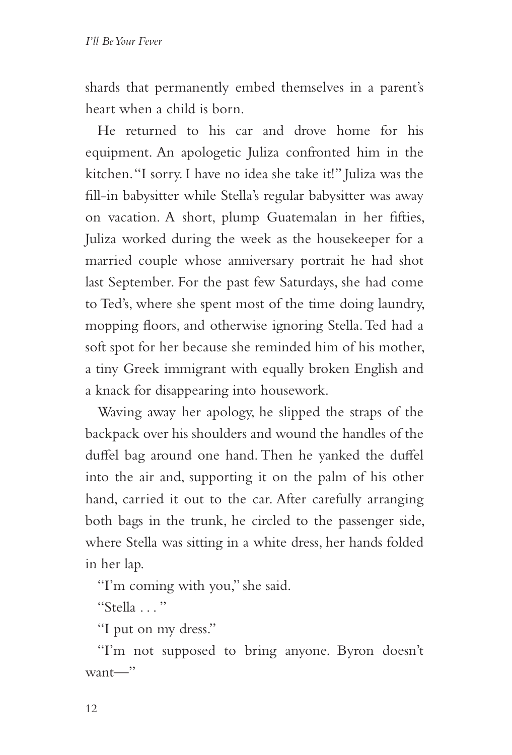shards that permanently embed themselves in a parent's heart when a child is born.

He returned to his car and drove home for his equipment. An apologetic Juliza confronted him in the kitchen. "I sorry. I have no idea she take it!" Juliza was the fill-in babysitter while Stella's regular babysitter was away on vacation. A short, plump Guatemalan in her fifties, Juliza worked during the week as the housekeeper for a married couple whose anniversary portrait he had shot last September. For the past few Saturdays, she had come to Ted's, where she spent most of the time doing laundry, mopping floors, and otherwise ignoring Stella. Ted had a soft spot for her because she reminded him of his mother, a tiny Greek immigrant with equally broken English and a knack for disappearing into housework.

Waving away her apology, he slipped the straps of the backpack over his shoulders and wound the handles of the duffel bag around one hand. Then he yanked the duffel into the air and, supporting it on the palm of his other hand, carried it out to the car. After carefully arranging both bags in the trunk, he circled to the passenger side, where Stella was sitting in a white dress, her hands folded in her lap.

"I'm coming with you," she said.

"Stella . . . "

"I put on my dress."

"I'm not supposed to bring anyone. Byron doesn't want—"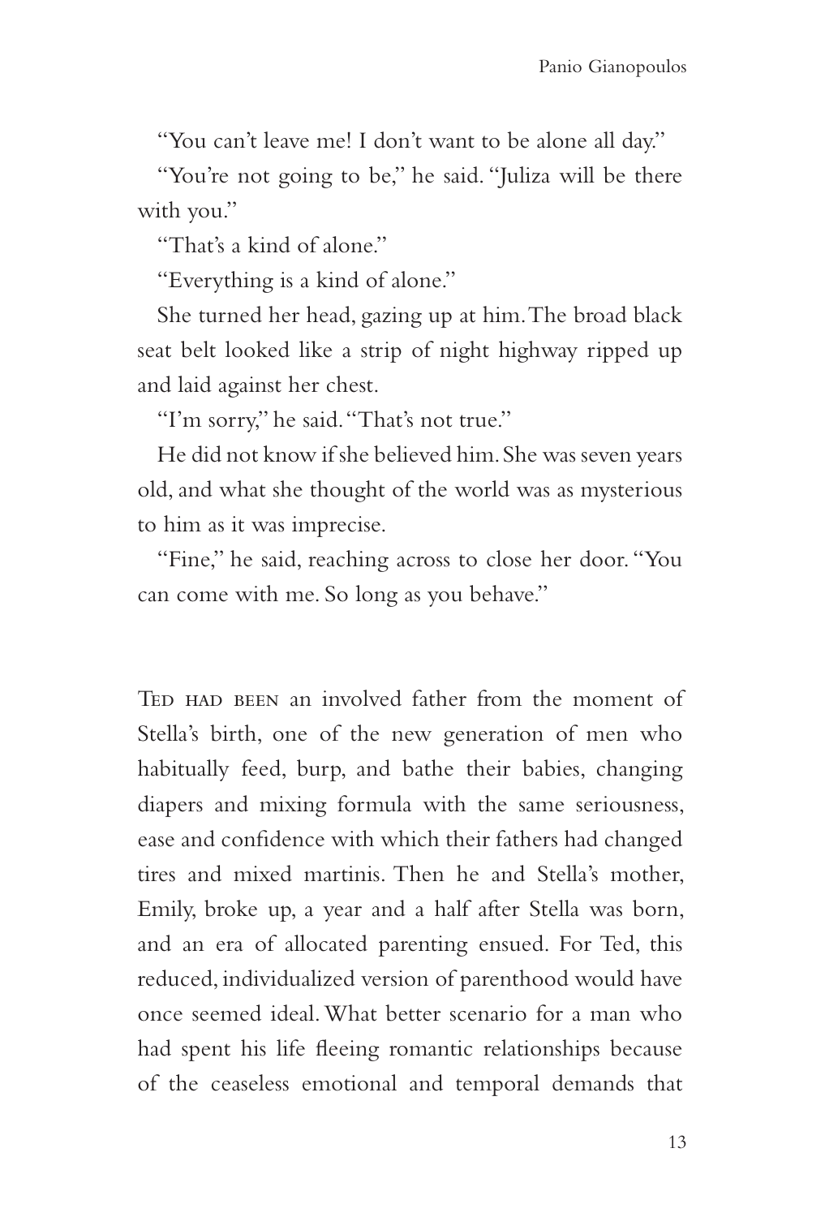"You can't leave me! I don't want to be alone all day."

"You're not going to be," he said. "Juliza will be there with you."

"That's a kind of alone."

"Everything is a kind of alone."

She turned her head, gazing up at him. The broad black seat belt looked like a strip of night highway ripped up and laid against her chest.

"I'm sorry," he said. "That's not true."

He did not know if she believed him. She was seven years old, and what she thought of the world was as mysterious to him as it was imprecise.

"Fine," he said, reaching across to close her door. "You can come with me. So long as you behave."

Ted had been an involved father from the moment of Stella's birth, one of the new generation of men who habitually feed, burp, and bathe their babies, changing diapers and mixing formula with the same seriousness, ease and confidence with which their fathers had changed tires and mixed martinis. Then he and Stella's mother, Emily, broke up, a year and a half after Stella was born, and an era of allocated parenting ensued. For Ted, this reduced, individualized version of parenthood would have once seemed ideal. What better scenario for a man who had spent his life fleeing romantic relationships because of the ceaseless emotional and temporal demands that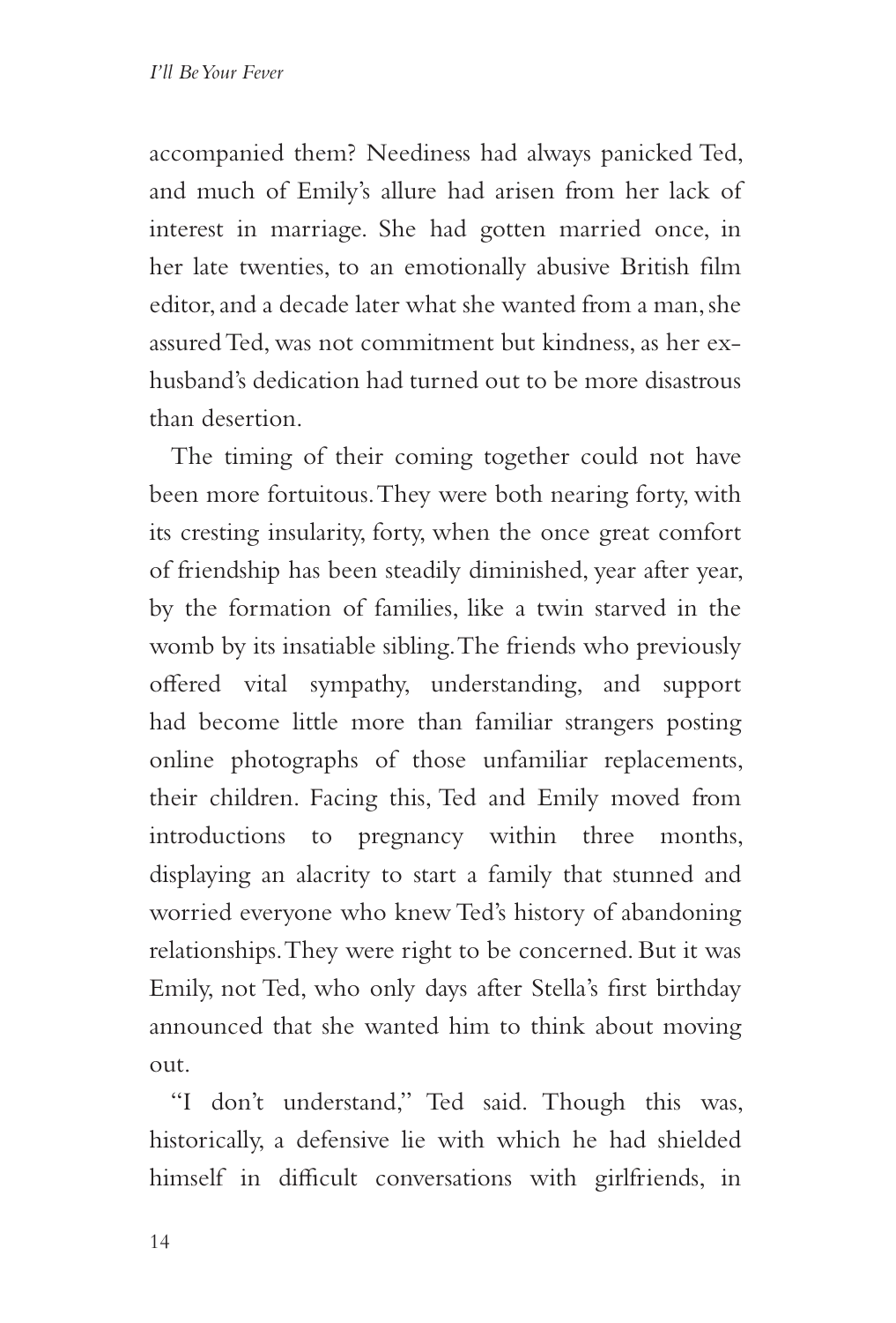accompanied them? Neediness had always panicked Ted, and much of Emily's allure had arisen from her lack of interest in marriage. She had gotten married once, in her late twenties, to an emotionally abusive British film editor, and a decade later what she wanted from a man, she assured Ted, was not commitment but kindness, as her ex-husband's dedication had turned out to be more disastrous than desertion.

The timing of their coming together could not have been more fortuitous. They were both nearing forty, with its cresting insularity, forty, when the once great comfort of friendship has been steadily diminished, year after year, by the formation of families, like a twin starved in the womb by its insatiable sibling. The friends who previously offered vital sympathy, understanding, and support had become little more than familiar strangers posting online photographs of those unfamiliar replacements, their children. Facing this, Ted and Emily moved from introductions to pregnancy within three months, displaying an alacrity to start a family that stunned and worried everyone who knew Ted's history of abandoning relationships. They were right to be concerned. But it was Emily, not Ted, who only days after Stella's first birthday announced that she wanted him to think about moving out.

"I don't understand," Ted said. Though this was, historically, a defensive lie with which he had shielded himself in difficult conversations with girlfriends, in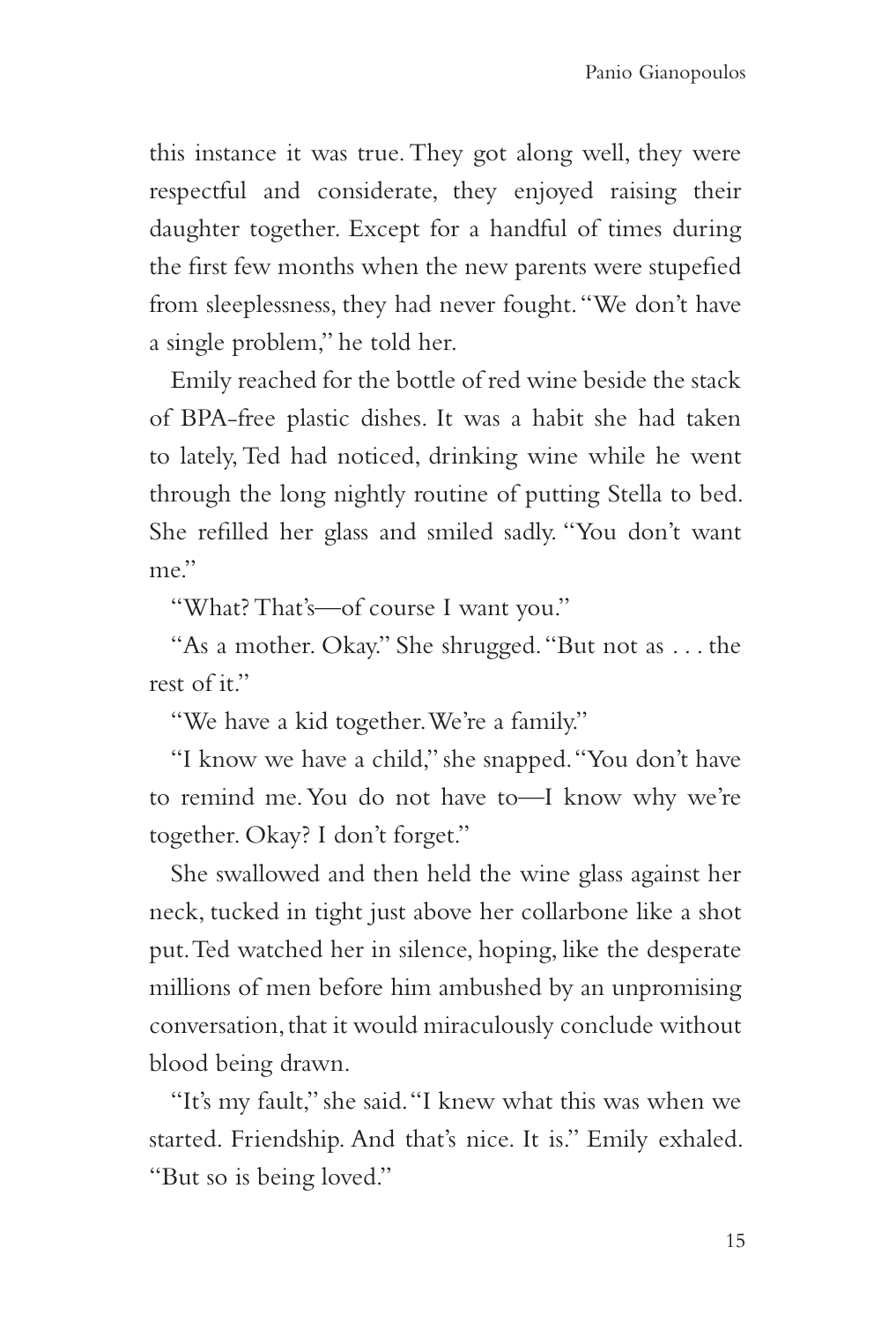this instance it was true. They got along well, they were respectful and considerate, they enjoyed raising their daughter together. Except for a handful of times during the first few months when the new parents were stupefied from sleeplessness, they had never fought. "We don't have a single problem," he told her.

Emily reached for the bottle of red wine beside the stack of BPA-free plastic dishes. It was a habit she had taken to lately, Ted had noticed, drinking wine while he went through the long nightly routine of putting Stella to bed. She refilled her glass and smiled sadly. "You don't want me."

"What? That's—of course I want you."

"As a mother. Okay." She shrugged. "But not as . . . the rest of it."

"We have a kid together. We're a family."

"I know we have a child," she snapped. "You don't have to remind me. You do not have to—I know why we're together. Okay? I don't forget."

She swallowed and then held the wine glass against her neck, tucked in tight just above her collarbone like a shot put. Ted watched her in silence, hoping, like the desperate millions of men before him ambushed by an unpromising conversation, that it would miraculously conclude without blood being drawn.

"It's my fault," she said. "I knew what this was when we started. Friendship. And that's nice. It is." Emily exhaled. "But so is being loved."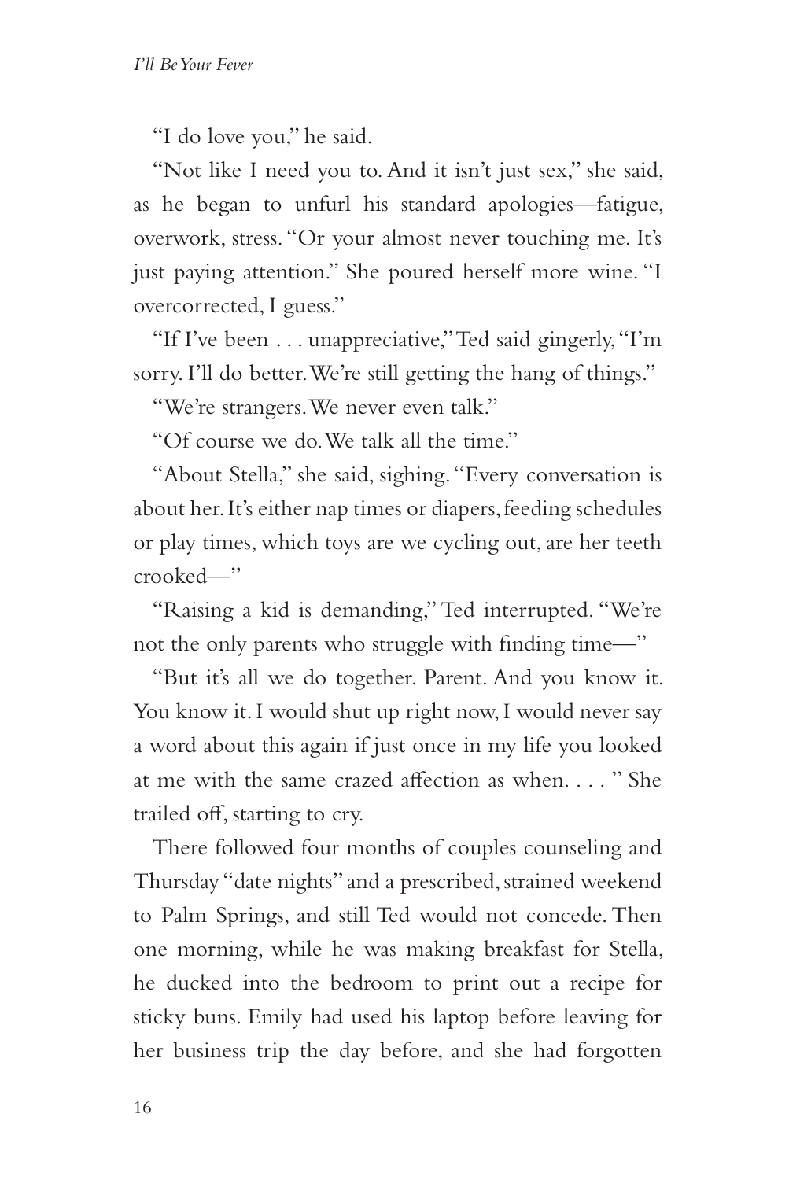"I do love you," he said.

"Not like I need you to. And it isn't just sex," she said, as he began to unfurl his standard apologies—fatigue, overwork, stress. "Or your almost never touching me. It's just paying attention." She poured herself more wine. "I overcorrected, I guess."

"If I've been . . . unappreciative," Ted said gingerly, "I'm sorry. I'll do better. We're still getting the hang of things."

"We're strangers. We never even talk."

"Of course we do. We talk all the time."

"About Stella," she said, sighing. "Every conversation is about her. It's either nap times or diapers, feeding schedules or play times, which toys are we cycling out, are her teeth crooked—"

"Raising a kid is demanding," Ted interrupted. "We're not the only parents who struggle with finding time—"

"But it's all we do together. Parent. And you know it. You know it. I would shut up right now, I would never say a word about this again if just once in my life you looked at me with the same crazed affection as when. . . . " She trailed off, starting to cry.

There followed four months of couples counseling and Thursday "date nights" and a prescribed, strained weekend to Palm Springs, and still Ted would not concede. Then one morning, while he was making breakfast for Stella, he ducked into the bedroom to print out a recipe for sticky buns. Emily had used his laptop before leaving for her business trip the day before, and she had forgotten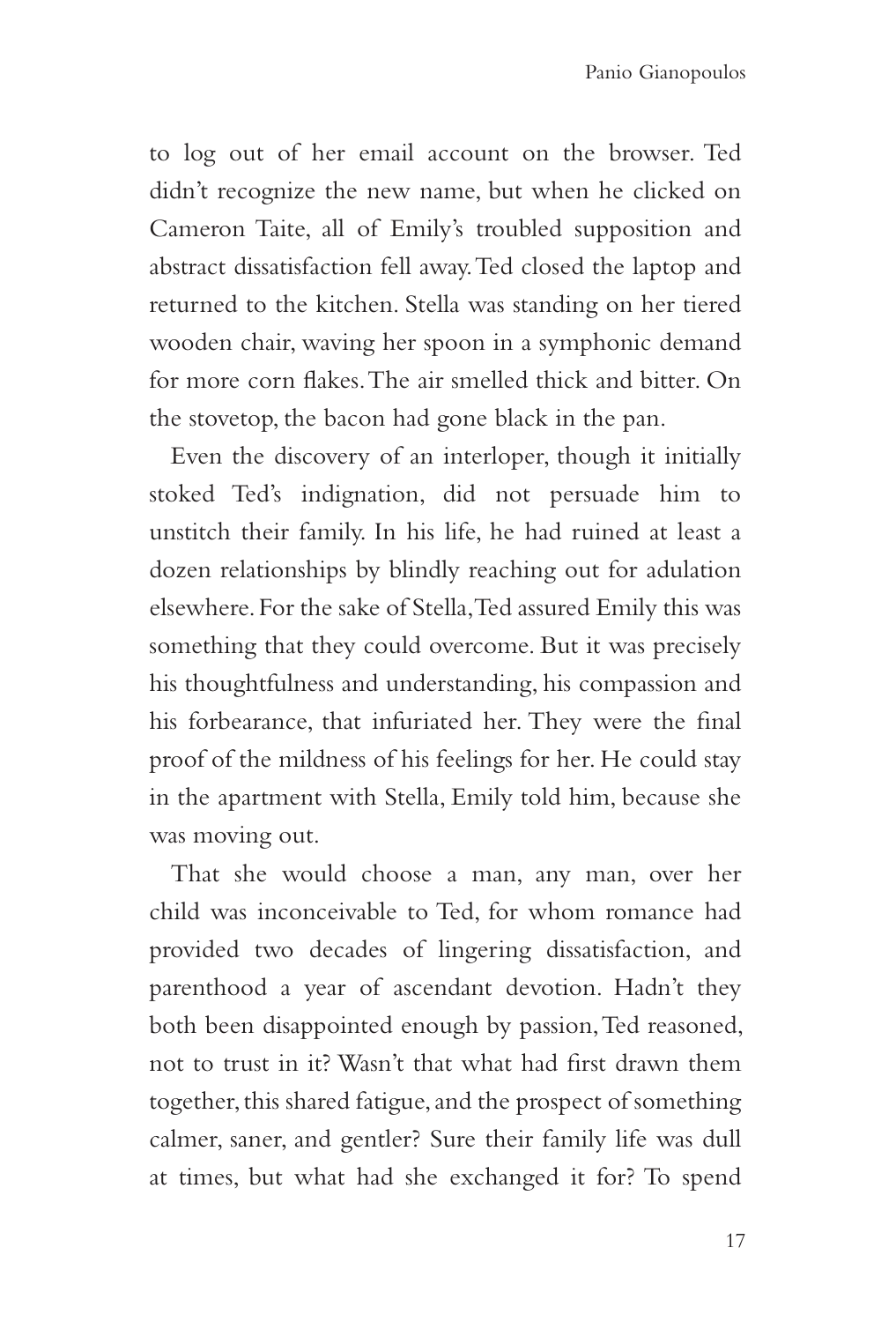to log out of her email account on the browser. Ted didn't recognize the new name, but when he clicked on Cameron Taite, all of Emily's troubled supposition and abstract dissatisfaction fell away. Ted closed the laptop and returned to the kitchen. Stella was standing on her tiered wooden chair, waving her spoon in a symphonic demand for more corn flakes. The air smelled thick and bitter. On the stovetop, the bacon had gone black in the pan.

Even the discovery of an interloper, though it initially stoked Ted's indignation, did not persuade him to unstitch their family. In his life, he had ruined at least a dozen relationships by blindly reaching out for adulation elsewhere. For the sake of Stella, Ted assured Emily this was something that they could overcome. But it was precisely his thoughtfulness and understanding, his compassion and his forbearance, that infuriated her. They were the final proof of the mildness of his feelings for her. He could stay in the apartment with Stella, Emily told him, because she was moving out.

That she would choose a man, any man, over her child was inconceivable to Ted, for whom romance had provided two decades of lingering dissatisfaction, and parenthood a year of ascendant devotion. Hadn't they both been disappointed enough by passion, Ted reasoned, not to trust in it? Wasn't that what had first drawn them together, this shared fatigue, and the prospect of something calmer, saner, and gentler? Sure their family life was dull at times, but what had she exchanged it for? To spend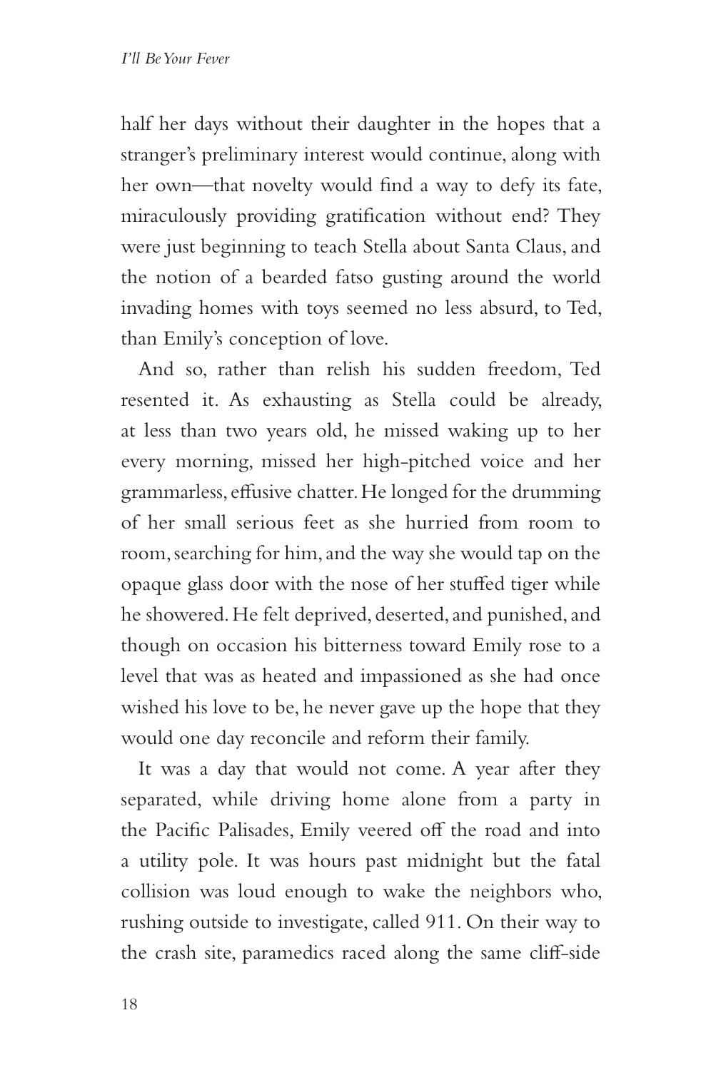half her days without their daughter in the hopes that a stranger's preliminary interest would continue, along with her own—that novelty would find a way to defy its fate, miraculously providing gratification without end? They were just beginning to teach Stella about Santa Claus, and the notion of a bearded fatso gusting around the world invading homes with toys seemed no less absurd, to Ted, than Emily's conception of love.

And so, rather than relish his sudden freedom, Ted resented it. As exhausting as Stella could be already, at less than two years old, he missed waking up to her every morning, missed her high-pitched voice and her grammarless, effusive chatter. He longed for the drumming of her small serious feet as she hurried from room to room, searching for him, and the way she would tap on the opaque glass door with the nose of her stuffed tiger while he showered. He felt deprived, deserted, and punished, and though on occasion his bitterness toward Emily rose to a level that was as heated and impassioned as she had once wished his love to be, he never gave up the hope that they would one day reconcile and reform their family.

It was a day that would not come. A year after they separated, while driving home alone from a party in the Pacific Palisades, Emily veered off the road and into a utility pole. It was hours past midnight but the fatal collision was loud enough to wake the neighbors who, rushing outside to investigate, called 911. On their way to the crash site, paramedics raced along the same cliff-side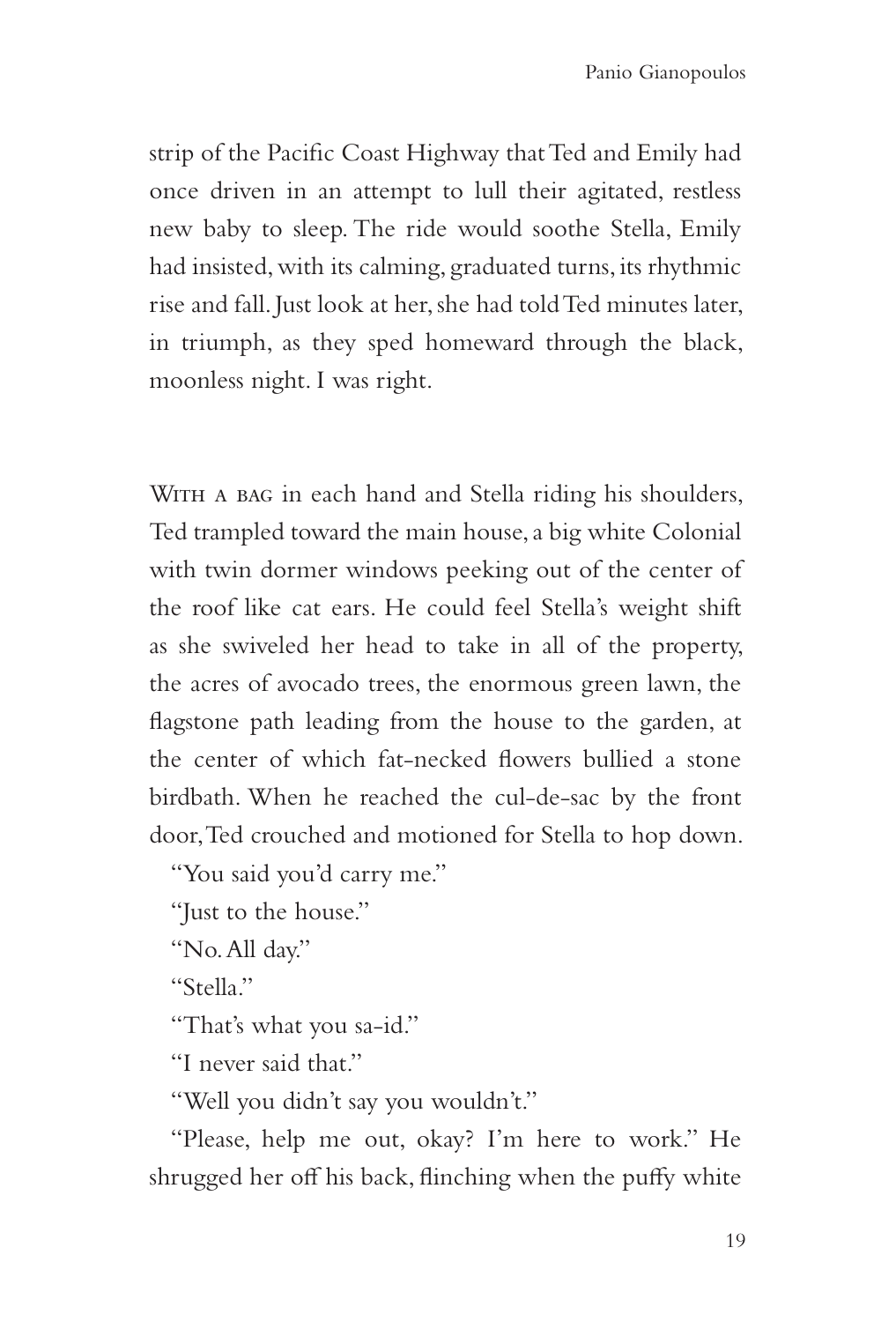strip of the Pacific Coast Highway that Ted and Emily had once driven in an attempt to lull their agitated, restless new baby to sleep. The ride would soothe Stella, Emily had insisted, with its calming, graduated turns, its rhythmic rise and fall. Just look at her, she had told Ted minutes later, in triumph, as they sped homeward through the black, moonless night. I was right.

WITH A BAG in each hand and Stella riding his shoulders, Ted trampled toward the main house, a big white Colonial with twin dormer windows peeking out of the center of the roof like cat ears. He could feel Stella's weight shift as she swiveled her head to take in all of the property, the acres of avocado trees, the enormous green lawn, the flagstone path leading from the house to the garden, at the center of which fat-necked flowers bullied a stone birdbath. When he reached the cul-de-sac by the front door, Ted crouched and motioned for Stella to hop down.

"You said you'd carry me."

"Just to the house."

"No. All day."

"Stella."

"That's what you sa-id."

"I never said that."

"Well you didn't say you wouldn't."

"Please, help me out, okay? I'm here to work." He shrugged her off his back, flinching when the puffy white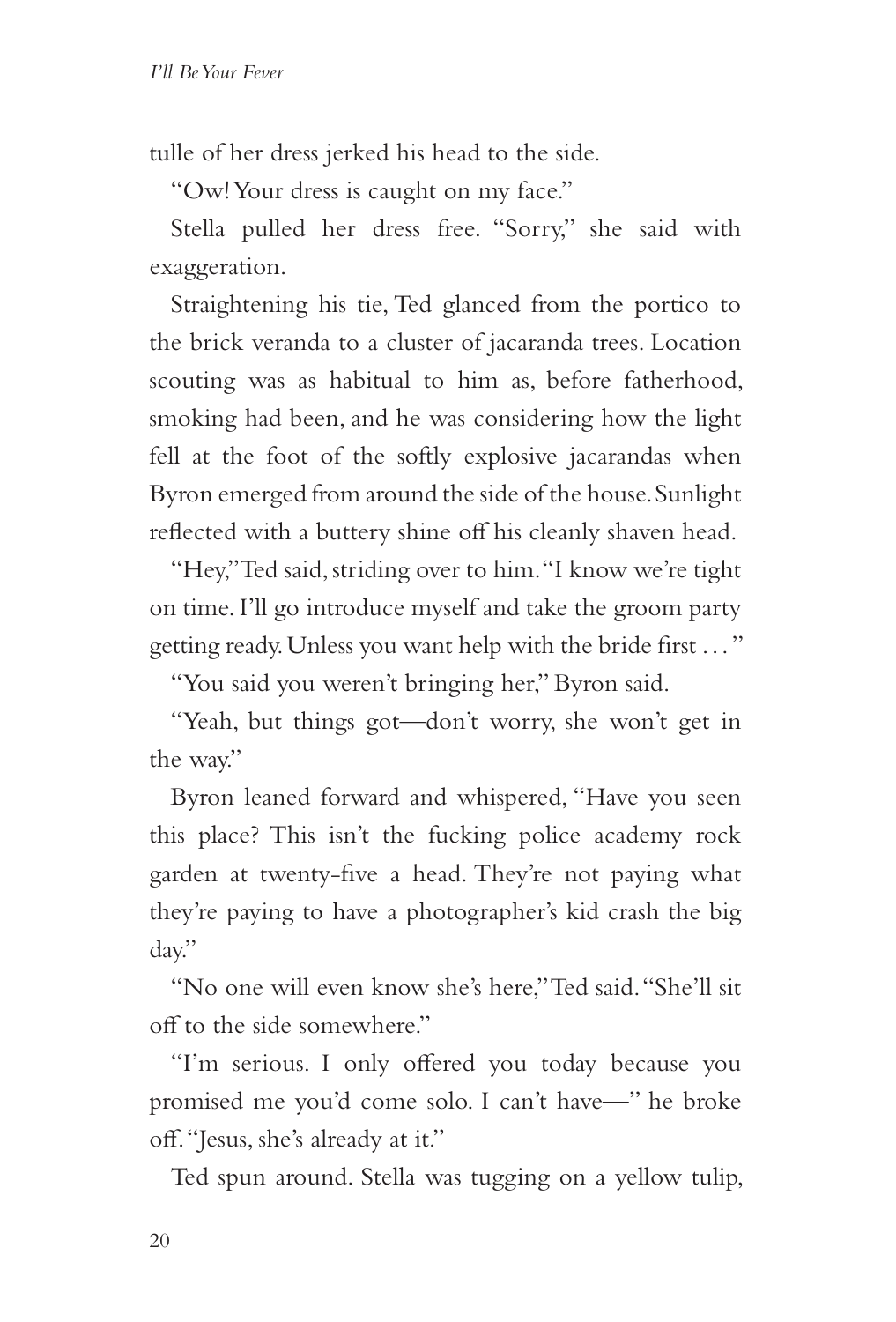tulle of her dress jerked his head to the side.

"Ow! Your dress is caught on my face."

Stella pulled her dress free. "Sorry," she said with exaggeration.

Straightening his tie, Ted glanced from the portico to the brick veranda to a cluster of jacaranda trees. Location scouting was as habitual to him as, before fatherhood, smoking had been, and he was considering how the light fell at the foot of the softly explosive jacarandas when Byron emerged from around the side of the house. Sunlight reflected with a buttery shine off his cleanly shaven head.

"Hey," Ted said, striding over to him. "I know we're tight on time. I'll go introduce myself and take the groom party getting ready. Unless you want help with the bride first . . . "

"You said you weren't bringing her," Byron said.

"Yeah, but things got—don't worry, she won't get in the way."

Byron leaned forward and whispered, "Have you seen this place? This isn't the fucking police academy rock garden at twenty-five a head. They're not paying what they're paying to have a photographer's kid crash the big day."

"No one will even know she's here," Ted said. "She'll sit off to the side somewhere."

"I'm serious. I only offered you today because you promised me you'd come solo. I can't have—" he broke off. "Jesus, she's already at it."

Ted spun around. Stella was tugging on a yellow tulip,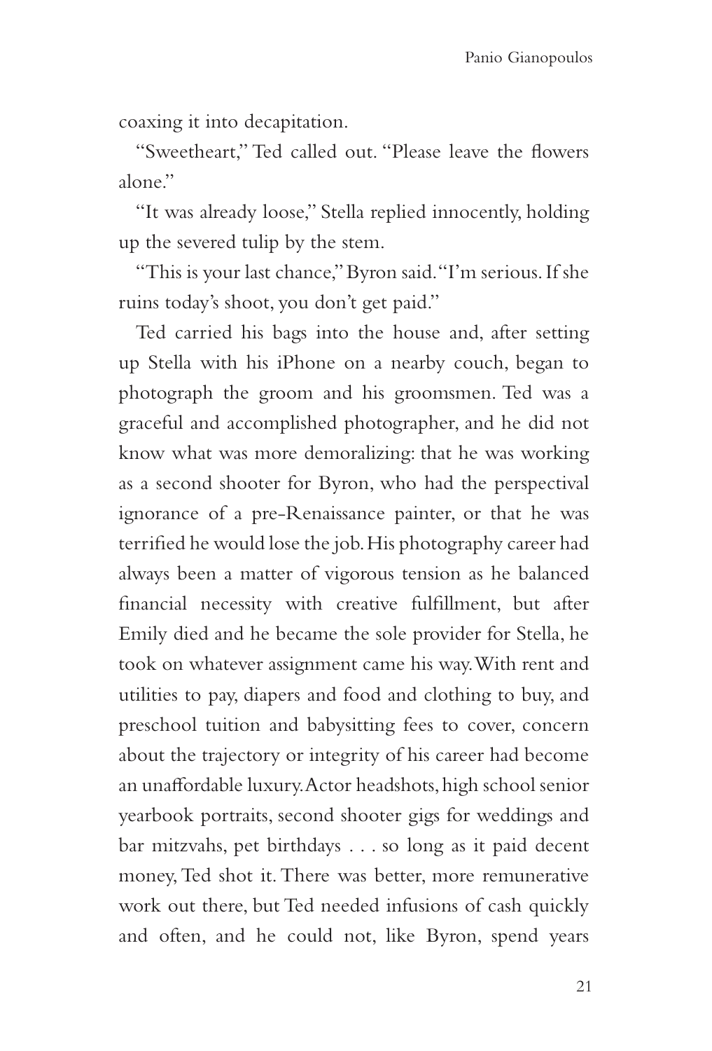coaxing it into decapitation.

"Sweetheart," Ted called out. "Please leave the flowers alone."

"It was already loose," Stella replied innocently, holding up the severed tulip by the stem.

"This is your last chance," Byron said. "I'm serious. If she ruins today's shoot, you don't get paid."

Ted carried his bags into the house and, after setting up Stella with his iPhone on a nearby couch, began to photograph the groom and his groomsmen. Ted was a graceful and accomplished photographer, and he did not know what was more demoralizing: that he was working as a second shooter for Byron, who had the perspectival ignorance of a pre-Renaissance painter, or that he was terrified he would lose the job. His photography career had always been a matter of vigorous tension as he balanced financial necessity with creative fulfillment, but after Emily died and he became the sole provider for Stella, he took on whatever assignment came his way. With rent and utilities to pay, diapers and food and clothing to buy, and preschool tuition and babysitting fees to cover, concern about the trajectory or integrity of his career had become an unaffordable luxury. Actor headshots, high school senior yearbook portraits, second shooter gigs for weddings and bar mitzvahs, pet birthdays . . . so long as it paid decent money, Ted shot it. There was better, more remunerative work out there, but Ted needed infusions of cash quickly and often, and he could not, like Byron, spend years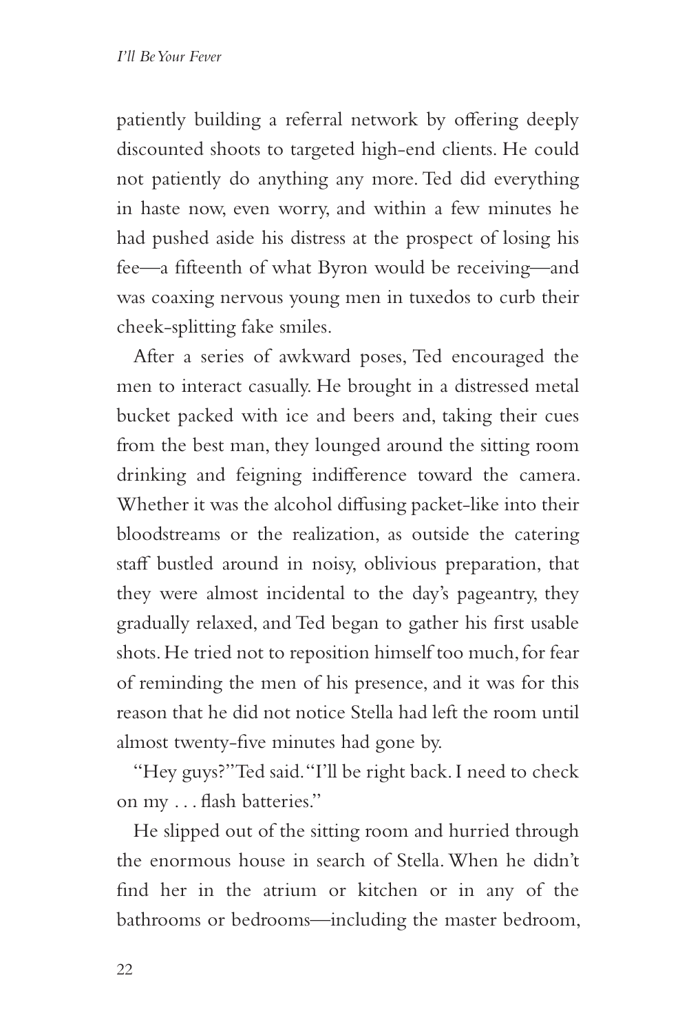patiently building a referral network by offering deeply discounted shoots to targeted high-end clients. He could not patiently do anything any more. Ted did everything in haste now, even worry, and within a few minutes he had pushed aside his distress at the prospect of losing his fee—a fifteenth of what Byron would be receiving—and was coaxing nervous young men in tuxedos to curb their cheek-splitting fake smiles.

After a series of awkward poses, Ted encouraged the men to interact casually. He brought in a distressed metal bucket packed with ice and beers and, taking their cues from the best man, they lounged around the sitting room drinking and feigning indifference toward the camera. Whether it was the alcohol diffusing packet-like into their bloodstreams or the realization, as outside the catering staff bustled around in noisy, oblivious preparation, that they were almost incidental to the day's pageantry, they gradually relaxed, and Ted began to gather his first usable shots. He tried not to reposition himself too much, for fear of reminding the men of his presence, and it was for this reason that he did not notice Stella had left the room until almost twenty-five minutes had gone by.

"Hey guys?" Ted said. "I'll be right back. I need to check on my . . . flash batteries."

He slipped out of the sitting room and hurried through the enormous house in search of Stella. When he didn't find her in the atrium or kitchen or in any of the bathrooms or bedrooms—including the master bedroom,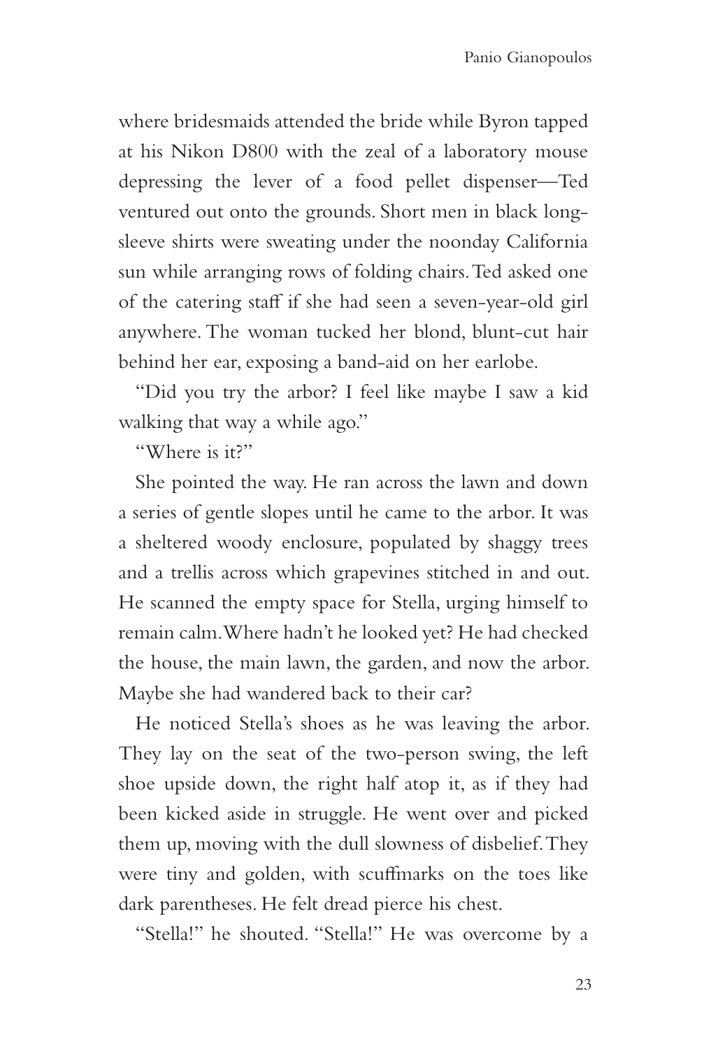where bridesmaids attended the bride while Byron tapped at his Nikon D800 with the zeal of a laboratory mouse depressing the lever of a food pellet dispenser—Ted ventured out onto the grounds. Short men in black long-sleeve shirts were sweating under the noonday California sun while arranging rows of folding chairs. Ted asked one of the catering staff if she had seen a seven-year-old girl anywhere. The woman tucked her blond, blunt-cut hair behind her ear, exposing a band-aid on her earlobe.

"Did you try the arbor? I feel like maybe I saw a kid walking that way a while ago."

"Where is it?"

She pointed the way. He ran across the lawn and down a series of gentle slopes until he came to the arbor. It was a sheltered woody enclosure, populated by shaggy trees and a trellis across which grapevines stitched in and out. He scanned the empty space for Stella, urging himself to remain calm. Where hadn't he looked yet? He had checked the house, the main lawn, the garden, and now the arbor. Maybe she had wandered back to their car?

He noticed Stella's shoes as he was leaving the arbor. They lay on the seat of the two-person swing, the left shoe upside down, the right half atop it, as if they had been kicked aside in struggle. He went over and picked them up, moving with the dull slowness of disbelief. They were tiny and golden, with scuffmarks on the toes like dark parentheses. He felt dread pierce his chest.

"Stella!" he shouted. "Stella!" He was overcome by a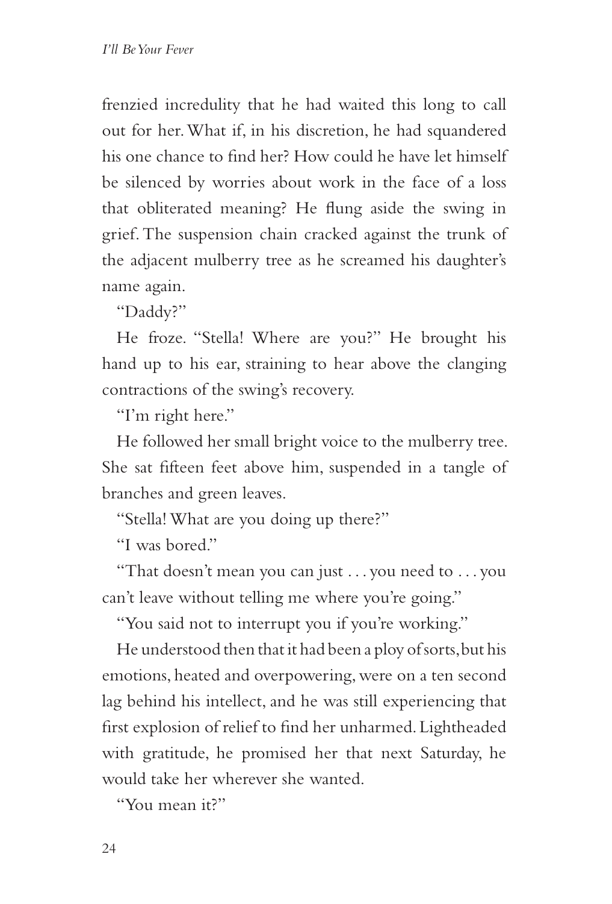frenzied incredulity that he had waited this long to call out for her. What if, in his discretion, he had squandered his one chance to find her? How could he have let himself be silenced by worries about work in the face of a loss that obliterated meaning? He flung aside the swing in grief. The suspension chain cracked against the trunk of the adjacent mulberry tree as he screamed his daughter's name again.

"Daddy?"

He froze. "Stella! Where are you?" He brought his hand up to his ear, straining to hear above the clanging contractions of the swing's recovery.

"I'm right here."

He followed her small bright voice to the mulberry tree. She sat fifteen feet above him, suspended in a tangle of branches and green leaves.

"Stella! What are you doing up there?"

"I was bored."

"That doesn't mean you can just . . . you need to . . . you can't leave without telling me where you're going."

"You said not to interrupt you if you're working."

He understood then that it had been a ploy of sorts, but his emotions, heated and overpowering, were on a ten second lag behind his intellect, and he was still experiencing that first explosion of relief to find her unharmed. Lightheaded with gratitude, he promised her that next Saturday, he would take her wherever she wanted.

"You mean it?"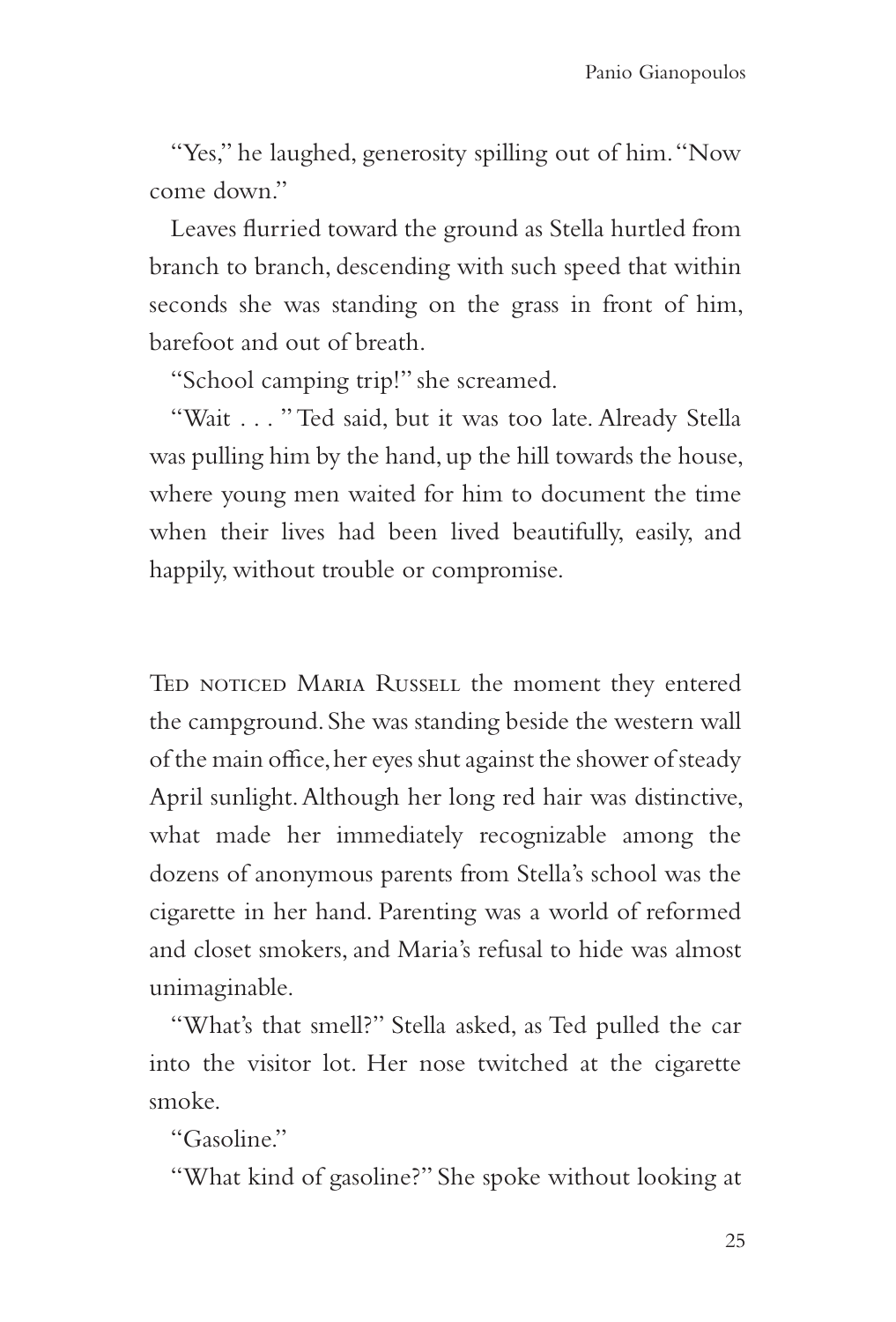"Yes," he laughed, generosity spilling out of him. "Now come down."

Leaves flurried toward the ground as Stella hurtled from branch to branch, descending with such speed that within seconds she was standing on the grass in front of him, barefoot and out of breath.

"School camping trip!" she screamed.

"Wait . . . " Ted said, but it was too late. Already Stella was pulling him by the hand, up the hill towards the house, where young men waited for him to document the time when their lives had been lived beautifully, easily, and happily, without trouble or compromise.

Ted noticed Maria Russell the moment they entered the campground. She was standing beside the western wall of the main office, her eyes shut against the shower of steady April sunlight. Although her long red hair was distinctive, what made her immediately recognizable among the dozens of anonymous parents from Stella's school was the cigarette in her hand. Parenting was a world of reformed and closet smokers, and Maria's refusal to hide was almost unimaginable.

"What's that smell?" Stella asked, as Ted pulled the car into the visitor lot. Her nose twitched at the cigarette smoke.

"Gasoline."

"What kind of gasoline?" She spoke without looking at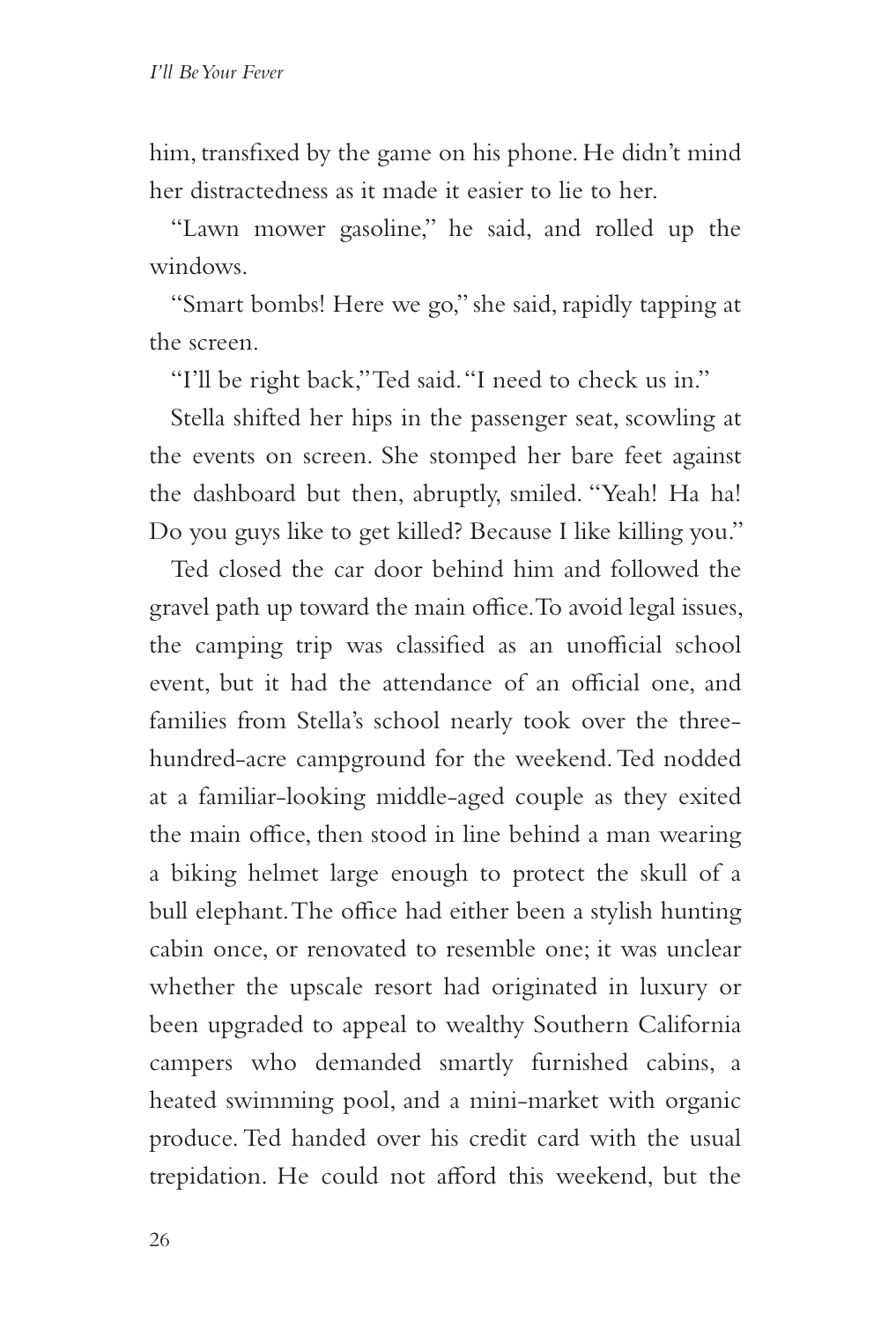him, transfixed by the game on his phone. He didn't mind her distractedness as it made it easier to lie to her.

"Lawn mower gasoline," he said, and rolled up the windows.

"Smart bombs! Here we go," she said, rapidly tapping at the screen.

"I'll be right back," Ted said. "I need to check us in."

Stella shifted her hips in the passenger seat, scowling at the events on screen. She stomped her bare feet against the dashboard but then, abruptly, smiled. "Yeah! Ha ha! Do you guys like to get killed? Because I like killing you."

Ted closed the car door behind him and followed the gravel path up toward the main office. To avoid legal issues, the camping trip was classified as an unofficial school event, but it had the attendance of an official one, and families from Stella's school nearly took over the three-hundred-acre campground for the weekend. Ted nodded at a familiar-looking middle-aged couple as they exited the main office, then stood in line behind a man wearing a biking helmet large enough to protect the skull of a bull elephant. The office had either been a stylish hunting cabin once, or renovated to resemble one; it was unclear whether the upscale resort had originated in luxury or been upgraded to appeal to wealthy Southern California campers who demanded smartly furnished cabins, a heated swimming pool, and a mini-market with organic produce. Ted handed over his credit card with the usual trepidation. He could not afford this weekend, but the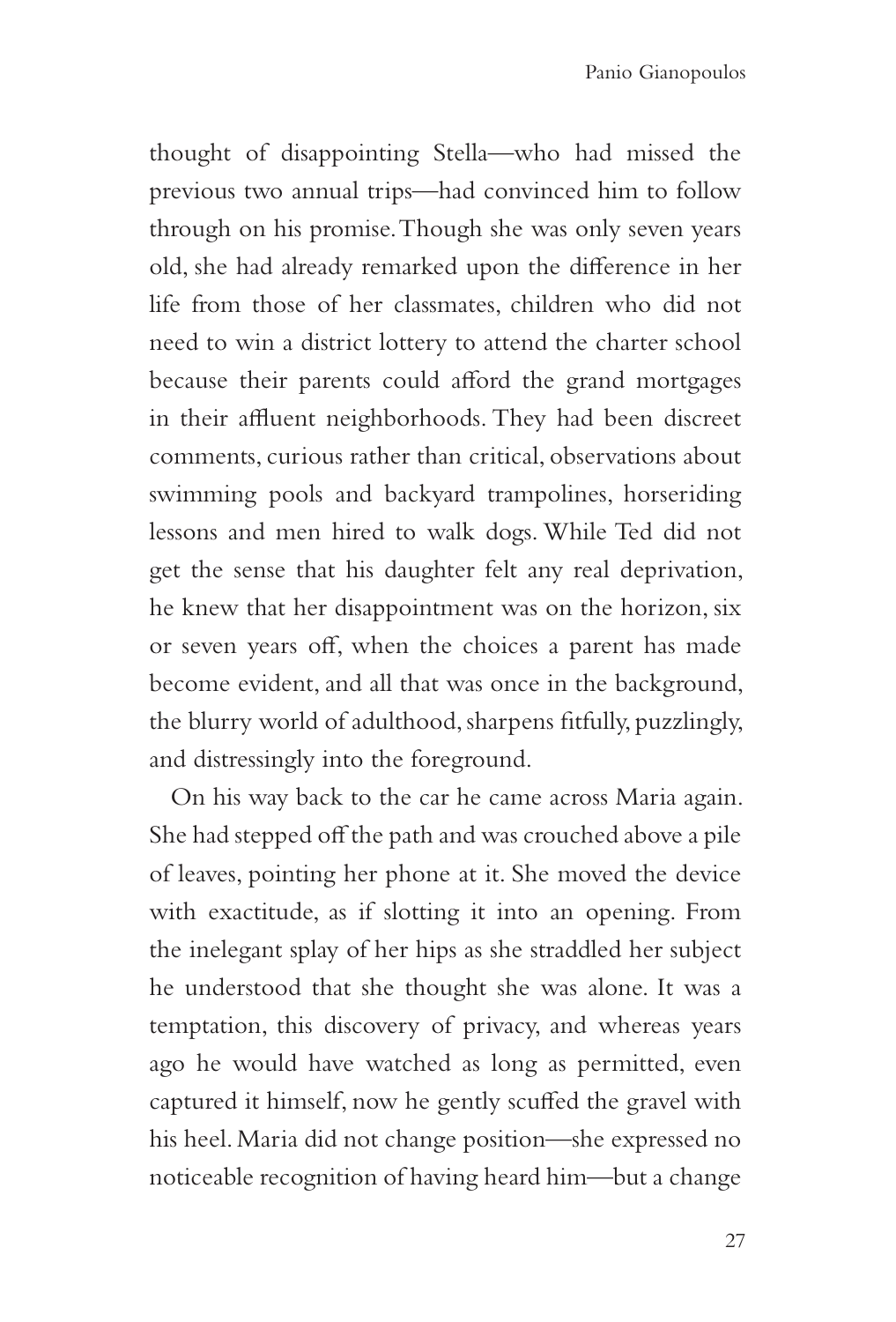thought of disappointing Stella—who had missed the previous two annual trips—had convinced him to follow through on his promise. Though she was only seven years old, she had already remarked upon the difference in her life from those of her classmates, children who did not need to win a district lottery to attend the charter school because their parents could afford the grand mortgages in their affluent neighborhoods. They had been discreet comments, curious rather than critical, observations about swimming pools and backyard trampolines, horseriding lessons and men hired to walk dogs. While Ted did not get the sense that his daughter felt any real deprivation, he knew that her disappointment was on the horizon, six or seven years off, when the choices a parent has made become evident, and all that was once in the background, the blurry world of adulthood, sharpens fitfully, puzzlingly, and distressingly into the foreground.

On his way back to the car he came across Maria again. She had stepped off the path and was crouched above a pile of leaves, pointing her phone at it. She moved the device with exactitude, as if slotting it into an opening. From the inelegant splay of her hips as she straddled her subject he understood that she thought she was alone. It was a temptation, this discovery of privacy, and whereas years ago he would have watched as long as permitted, even captured it himself, now he gently scuffed the gravel with his heel. Maria did not change position—she expressed no noticeable recognition of having heard him—but a change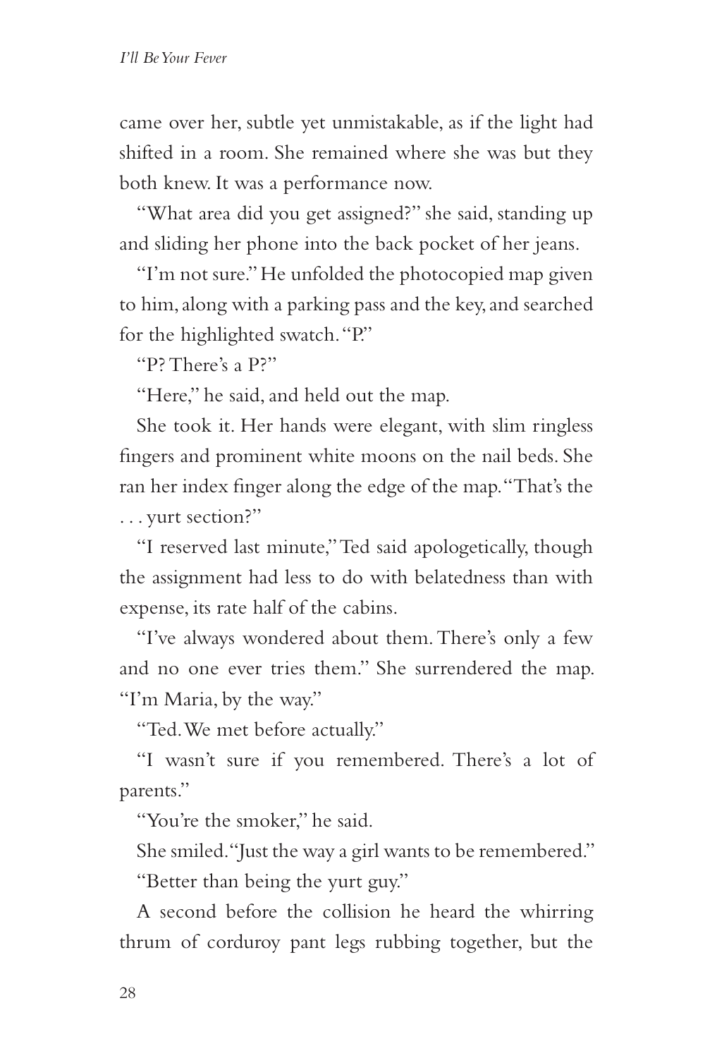came over her, subtle yet unmistakable, as if the light had shifted in a room. She remained where she was but they both knew. It was a performance now.

"What area did you get assigned?" she said, standing up and sliding her phone into the back pocket of her jeans.

"I'm not sure." He unfolded the photocopied map given to him, along with a parking pass and the key, and searched for the highlighted swatch. "P."

"P? There's a P?"

"Here," he said, and held out the map.

She took it. Her hands were elegant, with slim ringless fingers and prominent white moons on the nail beds. She ran her index finger along the edge of the map. "That's the . . . yurt section?"

"I reserved last minute," Ted said apologetically, though the assignment had less to do with belatedness than with expense, its rate half of the cabins.

"I've always wondered about them. There's only a few and no one ever tries them." She surrendered the map. "I'm Maria, by the way."

"Ted. We met before actually."

"I wasn't sure if you remembered. There's a lot of parents."

"You're the smoker," he said.

She smiled. "Just the way a girl wants to be remembered."

"Better than being the yurt guy."

A second before the collision he heard the whirring thrum of corduroy pant legs rubbing together, but the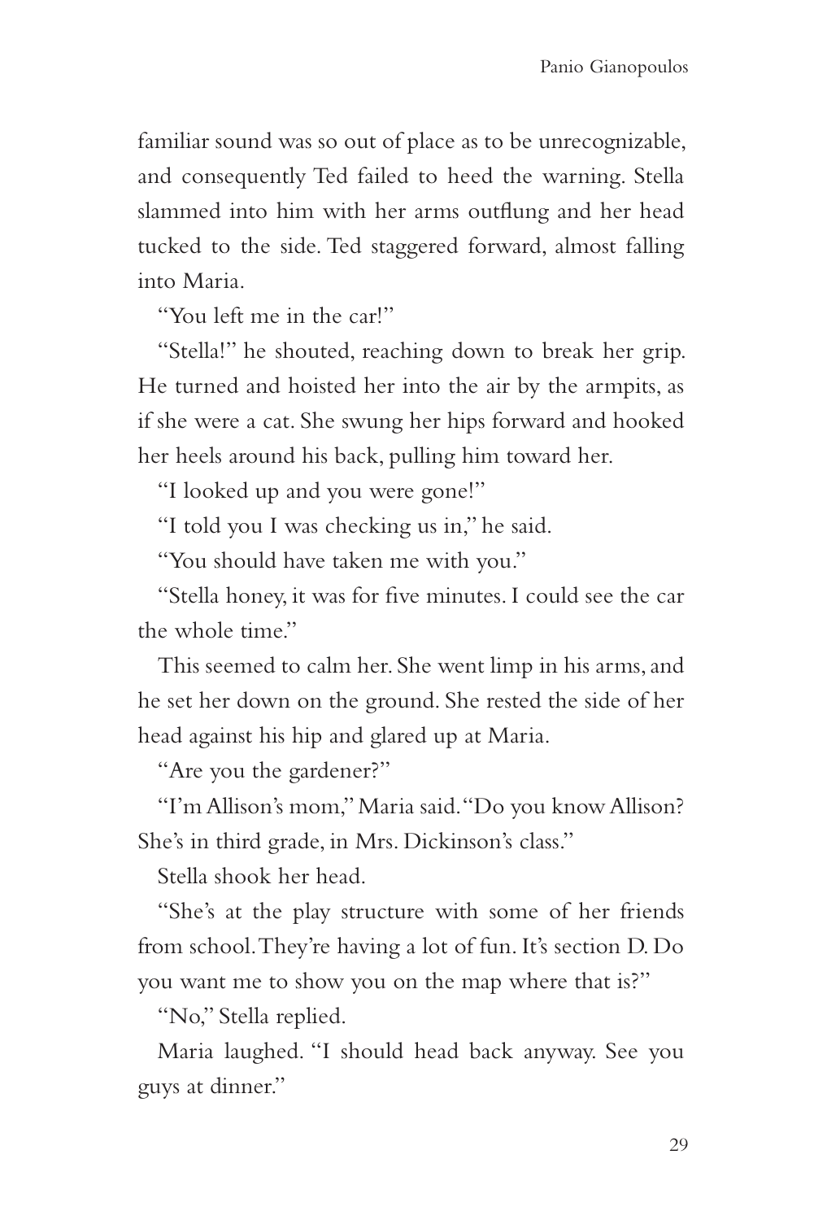familiar sound was so out of place as to be unrecognizable, and consequently Ted failed to heed the warning. Stella slammed into him with her arms outflung and her head tucked to the side. Ted staggered forward, almost falling into Maria.

"You left me in the car!"

"Stella!" he shouted, reaching down to break her grip. He turned and hoisted her into the air by the armpits, as if she were a cat. She swung her hips forward and hooked her heels around his back, pulling him toward her.

"I looked up and you were gone!"

"I told you I was checking us in," he said.

"You should have taken me with you."

"Stella honey, it was for five minutes. I could see the car the whole time."

This seemed to calm her. She went limp in his arms, and he set her down on the ground. She rested the side of her head against his hip and glared up at Maria.

"Are you the gardener?"

"I'm Allison's mom," Maria said. "Do you know Allison? She's in third grade, in Mrs. Dickinson's class."

Stella shook her head.

"She's at the play structure with some of her friends from school. They're having a lot of fun. It's section D. Do you want me to show you on the map where that is?"

"No," Stella replied.

Maria laughed. "I should head back anyway. See you guys at dinner."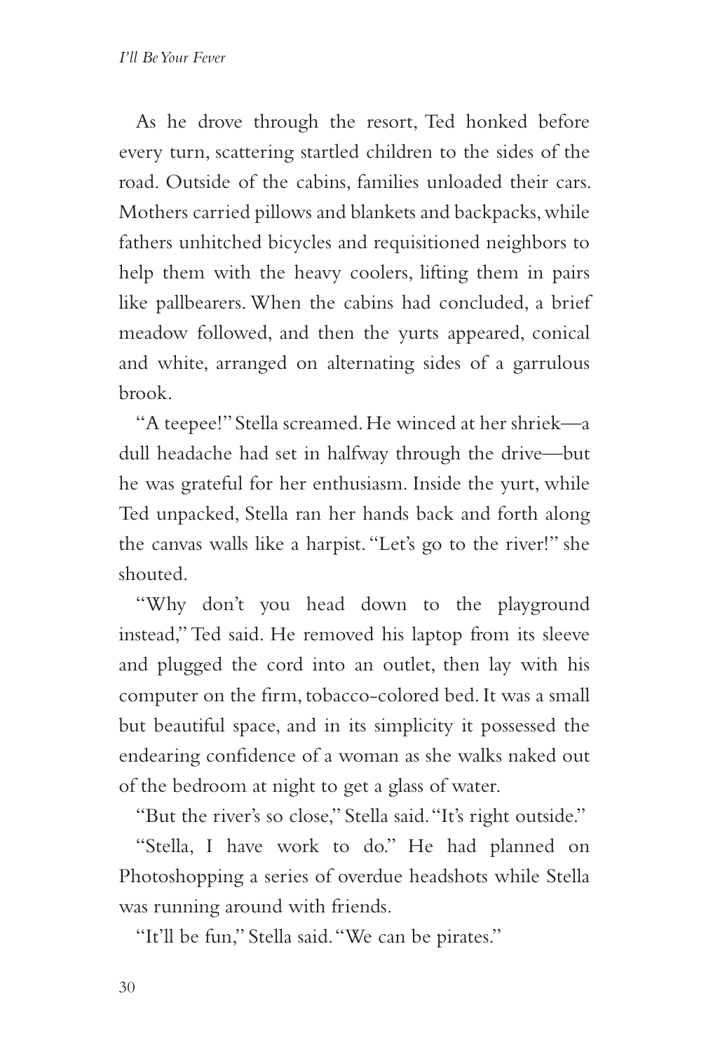As he drove through the resort, Ted honked before every turn, scattering startled children to the sides of the road. Outside of the cabins, families unloaded their cars. Mothers carried pillows and blankets and backpacks, while fathers unhitched bicycles and requisitioned neighbors to help them with the heavy coolers, lifting them in pairs like pallbearers. When the cabins had concluded, a brief meadow followed, and then the yurts appeared, conical and white, arranged on alternating sides of a garrulous brook.

"A teepee!" Stella screamed. He winced at her shriek—a dull headache had set in halfway through the drive—but he was grateful for her enthusiasm. Inside the yurt, while Ted unpacked, Stella ran her hands back and forth along the canvas walls like a harpist. "Let's go to the river!" she shouted.

"Why don't you head down to the playground instead," Ted said. He removed his laptop from its sleeve and plugged the cord into an outlet, then lay with his computer on the firm, tobacco-colored bed. It was a small but beautiful space, and in its simplicity it possessed the endearing confidence of a woman as she walks naked out of the bedroom at night to get a glass of water.

"But the river's so close," Stella said. "It's right outside."

"Stella, I have work to do." He had planned on Photoshopping a series of overdue headshots while Stella was running around with friends.

"It'll be fun," Stella said. "We can be pirates."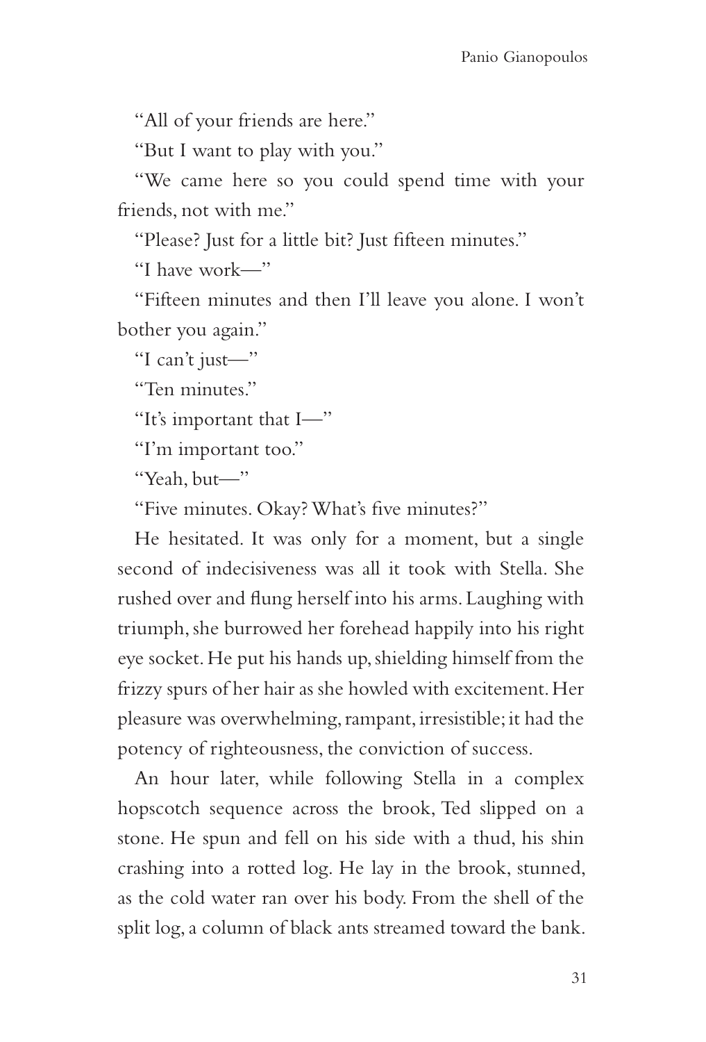"All of your friends are here."

"But I want to play with you."

"We came here so you could spend time with your friends, not with me."

"Please? Just for a little bit? Just fifteen minutes."

"I have work—"

"Fifteen minutes and then I'll leave you alone. I won't bother you again."

"I can't just—"

"Ten minutes."

"It's important that I—"

"I'm important too."

"Yeah, but—"

"Five minutes. Okay? What's five minutes?"

He hesitated. It was only for a moment, but a single second of indecisiveness was all it took with Stella. She rushed over and flung herself into his arms. Laughing with triumph, she burrowed her forehead happily into his right eye socket. He put his hands up, shielding himself from the frizzy spurs of her hair as she howled with excitement. Her pleasure was overwhelming, rampant, irresistible; it had the potency of righteousness, the conviction of success.

An hour later, while following Stella in a complex hopscotch sequence across the brook, Ted slipped on a stone. He spun and fell on his side with a thud, his shin crashing into a rotted log. He lay in the brook, stunned, as the cold water ran over his body. From the shell of the split log, a column of black ants streamed toward the bank.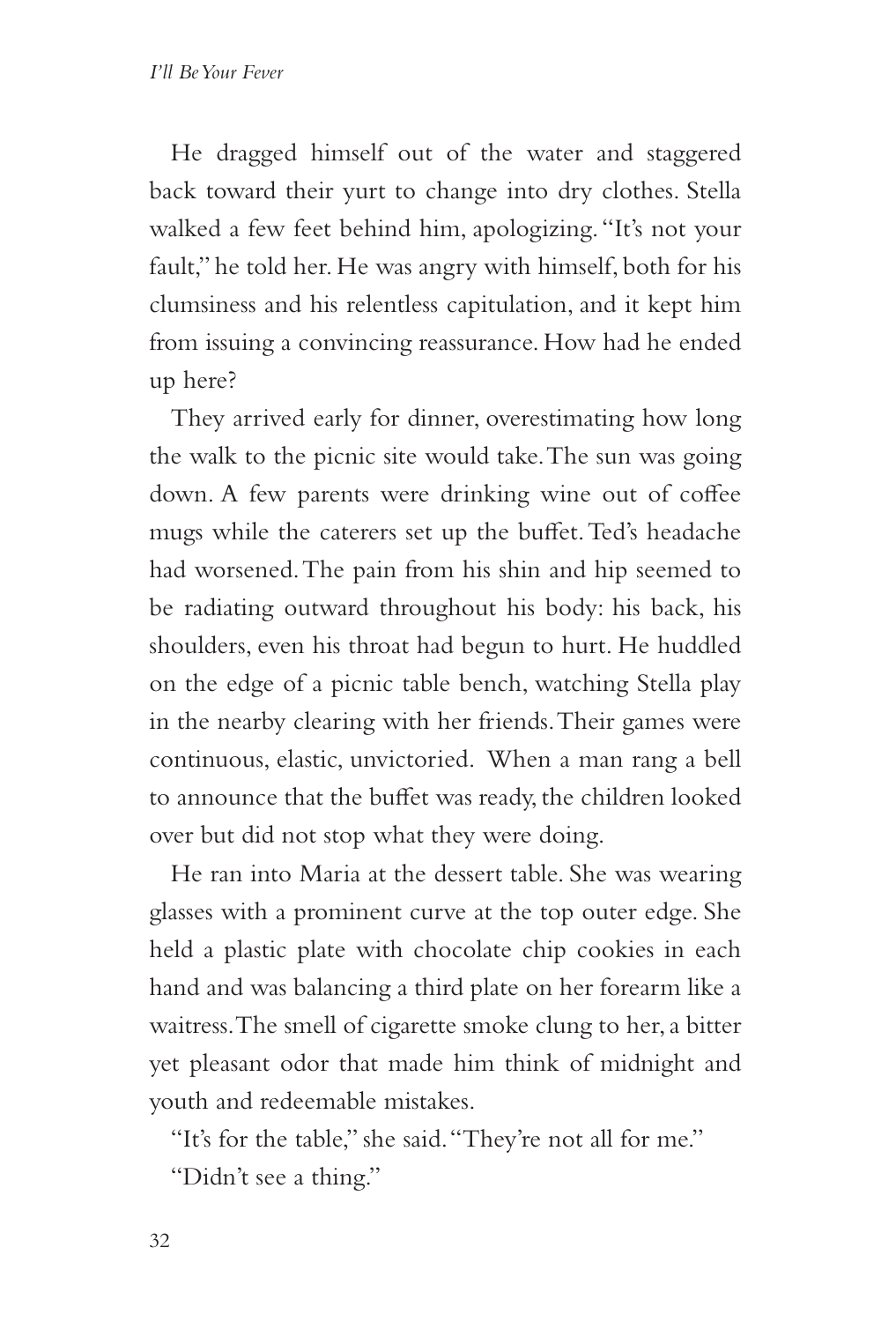He dragged himself out of the water and staggered back toward their yurt to change into dry clothes. Stella walked a few feet behind him, apologizing. "It's not your fault," he told her. He was angry with himself, both for his clumsiness and his relentless capitulation, and it kept him from issuing a convincing reassurance. How had he ended up here?

They arrived early for dinner, overestimating how long the walk to the picnic site would take. The sun was going down. A few parents were drinking wine out of coffee mugs while the caterers set up the buffet. Ted's headache had worsened. The pain from his shin and hip seemed to be radiating outward throughout his body: his back, his shoulders, even his throat had begun to hurt. He huddled on the edge of a picnic table bench, watching Stella play in the nearby clearing with her friends. Their games were continuous, elastic, unvictoried. When a man rang a bell to announce that the buffet was ready, the children looked over but did not stop what they were doing.

He ran into Maria at the dessert table. She was wearing glasses with a prominent curve at the top outer edge. She held a plastic plate with chocolate chip cookies in each hand and was balancing a third plate on her forearm like a waitress. The smell of cigarette smoke clung to her, a bitter yet pleasant odor that made him think of midnight and youth and redeemable mistakes.

"It's for the table," she said. "They're not all for me."

"Didn't see a thing."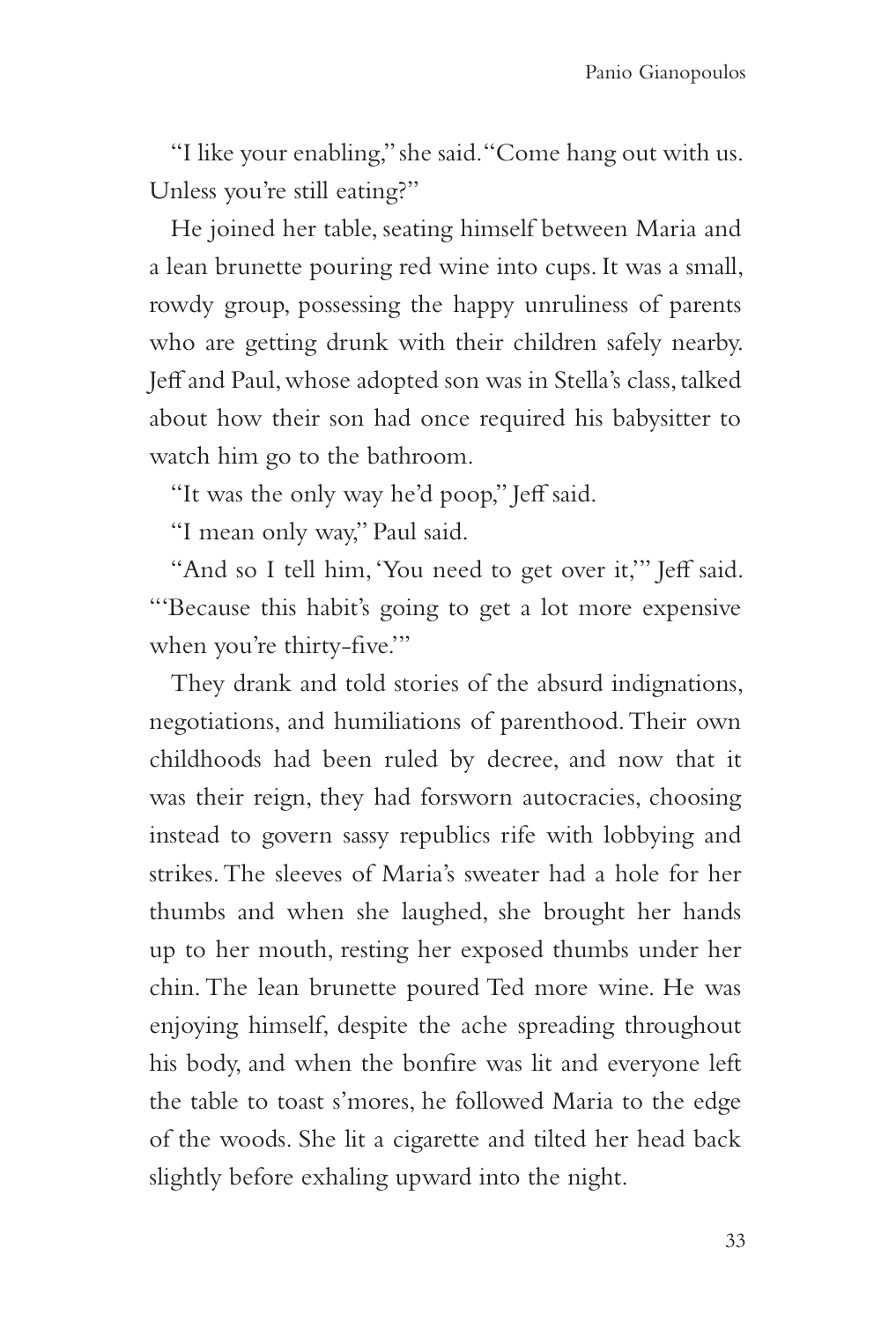"I like your enabling," she said. "Come hang out with us. Unless you're still eating?"

He joined her table, seating himself between Maria and a lean brunette pouring red wine into cups. It was a small, rowdy group, possessing the happy unruliness of parents who are getting drunk with their children safely nearby. Jeff and Paul, whose adopted son was in Stella's class, talked about how their son had once required his babysitter to watch him go to the bathroom.

"It was the only way he'd poop," Jeff said.

"I mean only way," Paul said.

"And so I tell him, 'You need to get over it,'" Jeff said. "'Because this habit's going to get a lot more expensive when you're thirty-five.'"

They drank and told stories of the absurd indignations, negotiations, and humiliations of parenthood. Their own childhoods had been ruled by decree, and now that it was their reign, they had forsworn autocracies, choosing instead to govern sassy republics rife with lobbying and strikes. The sleeves of Maria's sweater had a hole for her thumbs and when she laughed, she brought her hands up to her mouth, resting her exposed thumbs under her chin. The lean brunette poured Ted more wine. He was enjoying himself, despite the ache spreading throughout his body, and when the bonfire was lit and everyone left the table to toast s'mores, he followed Maria to the edge of the woods. She lit a cigarette and tilted her head back slightly before exhaling upward into the night.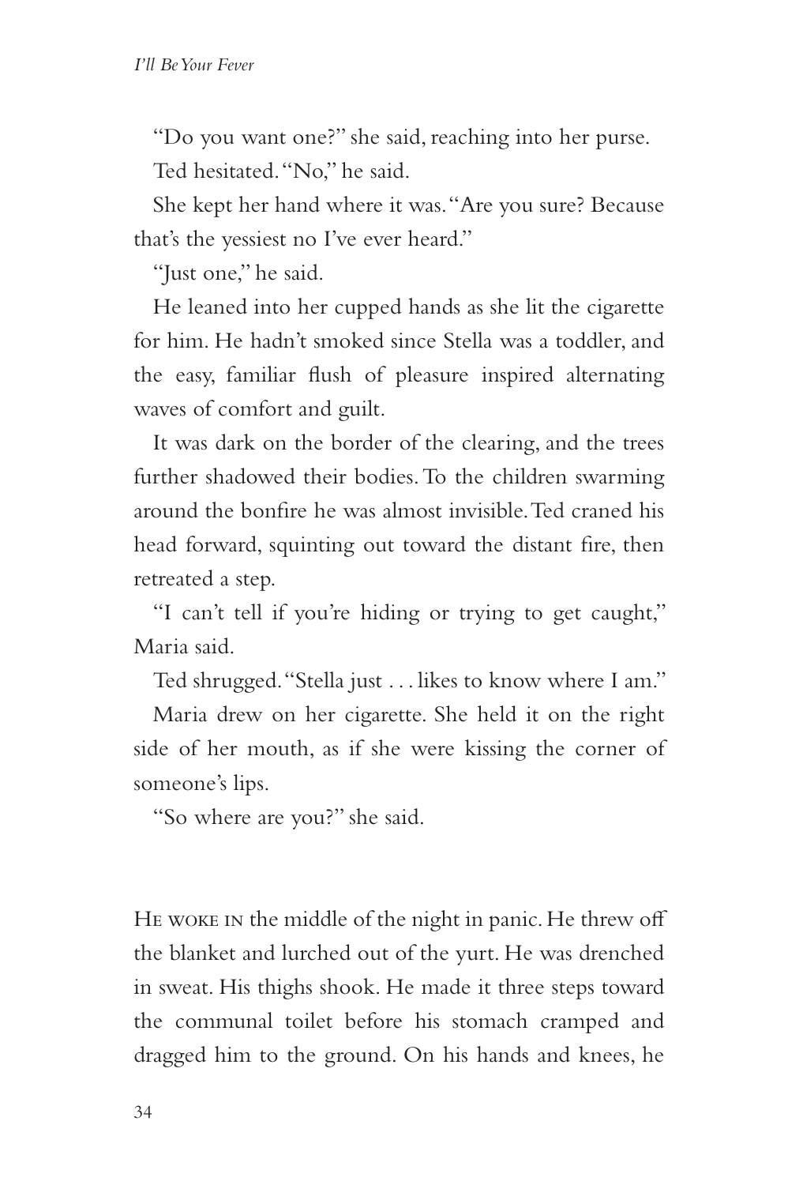"Do you want one?" she said, reaching into her purse.

Ted hesitated. "No," he said.

She kept her hand where it was. "Are you sure? Because that's the yessiest no I've ever heard."

"Just one," he said.

He leaned into her cupped hands as she lit the cigarette for him. He hadn't smoked since Stella was a toddler, and the easy, familiar flush of pleasure inspired alternating waves of comfort and guilt.

It was dark on the border of the clearing, and the trees further shadowed their bodies. To the children swarming around the bonfire he was almost invisible. Ted craned his head forward, squinting out toward the distant fire, then retreated a step.

"I can't tell if you're hiding or trying to get caught," Maria said.

Ted shrugged. "Stella just . . . likes to know where I am."

Maria drew on her cigarette. She held it on the right side of her mouth, as if she were kissing the corner of someone's lips.

"So where are you?" she said.

He woke in the middle of the night in panic. He threw off the blanket and lurched out of the yurt. He was drenched in sweat. His thighs shook. He made it three steps toward the communal toilet before his stomach cramped and dragged him to the ground. On his hands and knees, he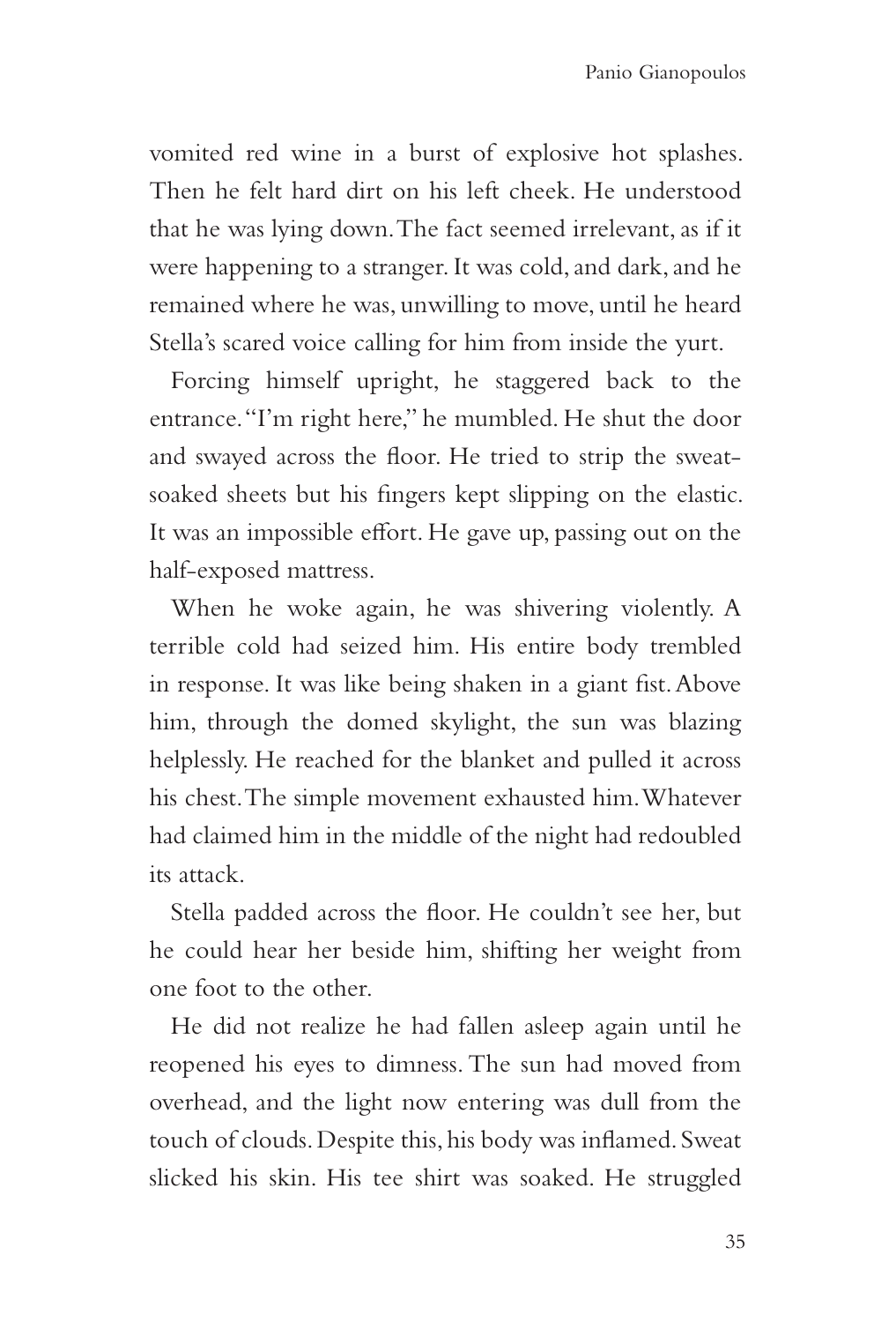vomited red wine in a burst of explosive hot splashes. Then he felt hard dirt on his left cheek. He understood that he was lying down. The fact seemed irrelevant, as if it were happening to a stranger. It was cold, and dark, and he remained where he was, unwilling to move, until he heard Stella's scared voice calling for him from inside the yurt.

Forcing himself upright, he staggered back to the entrance. "I'm right here," he mumbled. He shut the door and swayed across the floor. He tried to strip the sweat-soaked sheets but his fingers kept slipping on the elastic. It was an impossible effort. He gave up, passing out on the half-exposed mattress.

When he woke again, he was shivering violently. A terrible cold had seized him. His entire body trembled in response. It was like being shaken in a giant fist. Above him, through the domed skylight, the sun was blazing helplessly. He reached for the blanket and pulled it across his chest. The simple movement exhausted him. Whatever had claimed him in the middle of the night had redoubled its attack.

Stella padded across the floor. He couldn't see her, but he could hear her beside him, shifting her weight from one foot to the other.

He did not realize he had fallen asleep again until he reopened his eyes to dimness. The sun had moved from overhead, and the light now entering was dull from the touch of clouds. Despite this, his body was inflamed. Sweat slicked his skin. His tee shirt was soaked. He struggled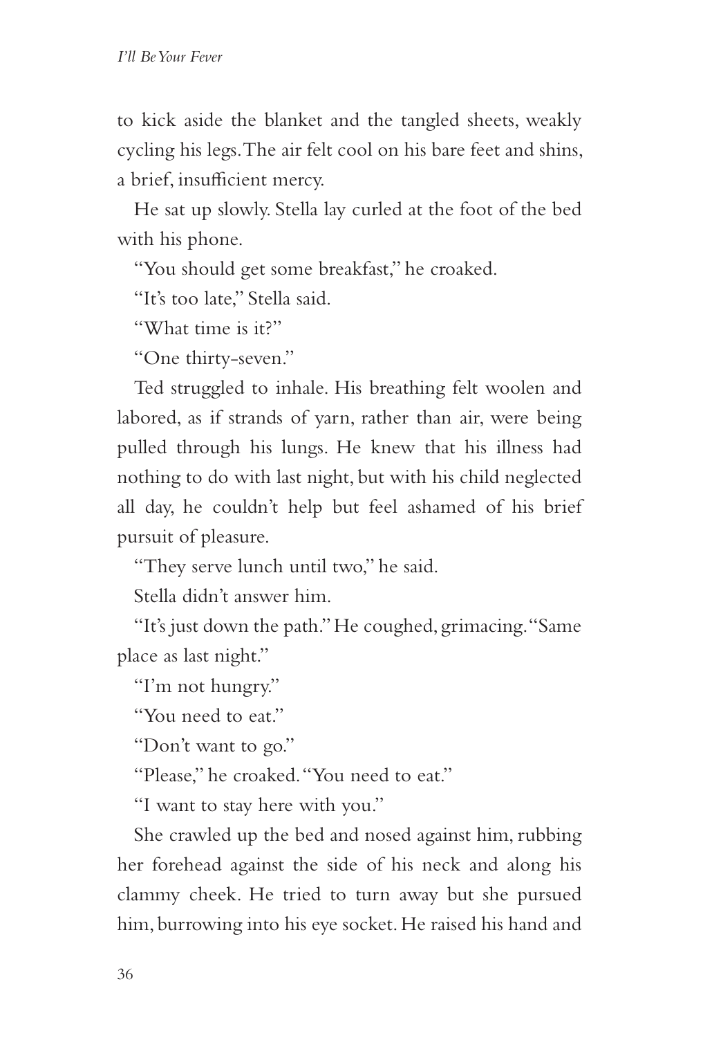to kick aside the blanket and the tangled sheets, weakly cycling his legs. The air felt cool on his bare feet and shins, a brief, insufficient mercy.

He sat up slowly. Stella lay curled at the foot of the bed with his phone.

"You should get some breakfast," he croaked.

"It's too late," Stella said.

"What time is it?"

"One thirty-seven."

Ted struggled to inhale. His breathing felt woolen and labored, as if strands of yarn, rather than air, were being pulled through his lungs. He knew that his illness had nothing to do with last night, but with his child neglected all day, he couldn't help but feel ashamed of his brief pursuit of pleasure.

"They serve lunch until two," he said.

Stella didn't answer him.

"It's just down the path." He coughed, grimacing. "Same place as last night."

"I'm not hungry."

"You need to eat."

"Don't want to go."

"Please," he croaked. "You need to eat."

"I want to stay here with you."

She crawled up the bed and nosed against him, rubbing her forehead against the side of his neck and along his clammy cheek. He tried to turn away but she pursued him, burrowing into his eye socket. He raised his hand and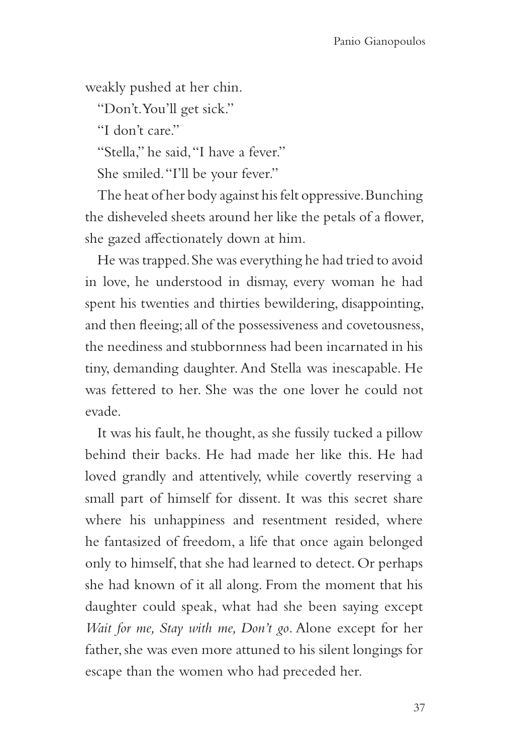weakly pushed at her chin.

"Don't. You'll get sick."

"I don't care."

"Stella," he said, "I have a fever."

She smiled. "I'll be your fever."

The heat of her body against his felt oppressive. Bunching the disheveled sheets around her like the petals of a flower, she gazed affectionately down at him.

He was trapped. She was everything he had tried to avoid in love, he understood in dismay, every woman he had spent his twenties and thirties bewildering, disappointing, and then fleeing; all of the possessiveness and covetousness, the neediness and stubbornness had been incarnated in his tiny, demanding daughter. And Stella was inescapable. He was fettered to her. She was the one lover he could not evade.

It was his fault, he thought, as she fussily tucked a pillow behind their backs. He had made her like this. He had loved grandly and attentively, while covertly reserving a small part of himself for dissent. It was this secret share where his unhappiness and resentment resided, where he fantasized of freedom, a life that once again belonged only to himself, that she had learned to detect. Or perhaps she had known of it all along. From the moment that his daughter could speak, what had she been saying except *Wait for me, Stay with me, Don't go*. Alone except for her father, she was even more attuned to his silent longings for escape than the women who had preceded her.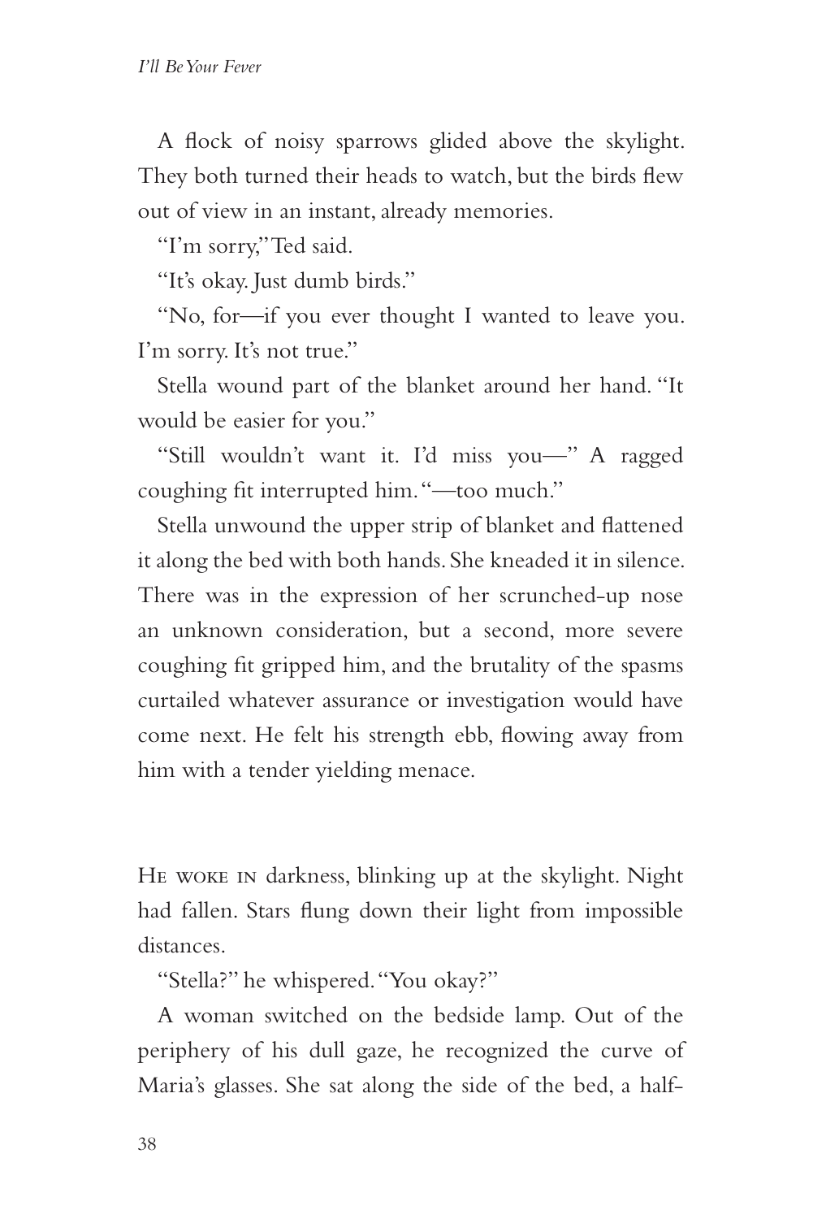A flock of noisy sparrows glided above the skylight. They both turned their heads to watch, but the birds flew out of view in an instant, already memories.

"I'm sorry," Ted said.

"It's okay. Just dumb birds."

"No, for—if you ever thought I wanted to leave you. I'm sorry. It's not true."

Stella wound part of the blanket around her hand. "It would be easier for you."

"Still wouldn't want it. I'd miss you—" A ragged coughing fit interrupted him. "—too much."

Stella unwound the upper strip of blanket and flattened it along the bed with both hands. She kneaded it in silence. There was in the expression of her scrunched-up nose an unknown consideration, but a second, more severe coughing fit gripped him, and the brutality of the spasms curtailed whatever assurance or investigation would have come next. He felt his strength ebb, flowing away from him with a tender yielding menace.

He woke in darkness, blinking up at the skylight. Night had fallen. Stars flung down their light from impossible distances.

"Stella?" he whispered. "You okay?"

A woman switched on the bedside lamp. Out of the periphery of his dull gaze, he recognized the curve of Maria's glasses. She sat along the side of the bed, a half-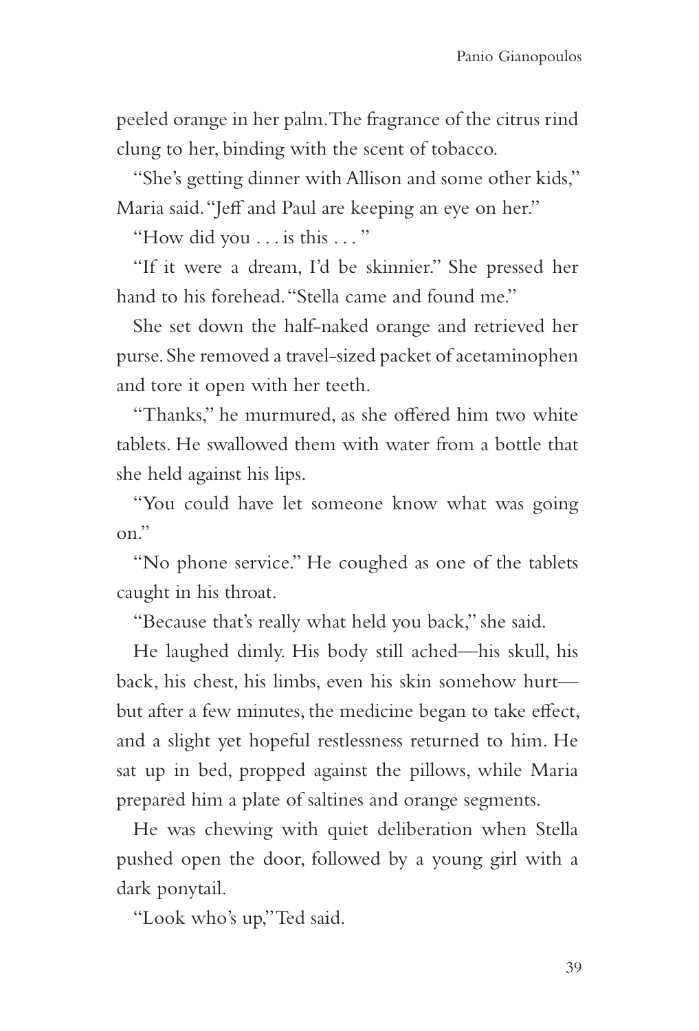peeled orange in her palm. The fragrance of the citrus rind clung to her, binding with the scent of tobacco.

"She's getting dinner with Allison and some other kids," Maria said. "Jeff and Paul are keeping an eye on her."

"How did you . . . is this . . . "

"If it were a dream, I'd be skinnier." She pressed her hand to his forehead. "Stella came and found me."

She set down the half-naked orange and retrieved her purse. She removed a travel-sized packet of acetaminophen and tore it open with her teeth.

"Thanks," he murmured, as she offered him two white tablets. He swallowed them with water from a bottle that she held against his lips.

"You could have let someone know what was going on."

"No phone service." He coughed as one of the tablets caught in his throat.

"Because that's really what held you back," she said.

He laughed dimly. His body still ached—his skull, his back, his chest, his limbs, even his skin somehow hurt—but after a few minutes, the medicine began to take effect, and a slight yet hopeful restlessness returned to him. He sat up in bed, propped against the pillows, while Maria prepared him a plate of saltines and orange segments.

He was chewing with quiet deliberation when Stella pushed open the door, followed by a young girl with a dark ponytail.

"Look who's up," Ted said.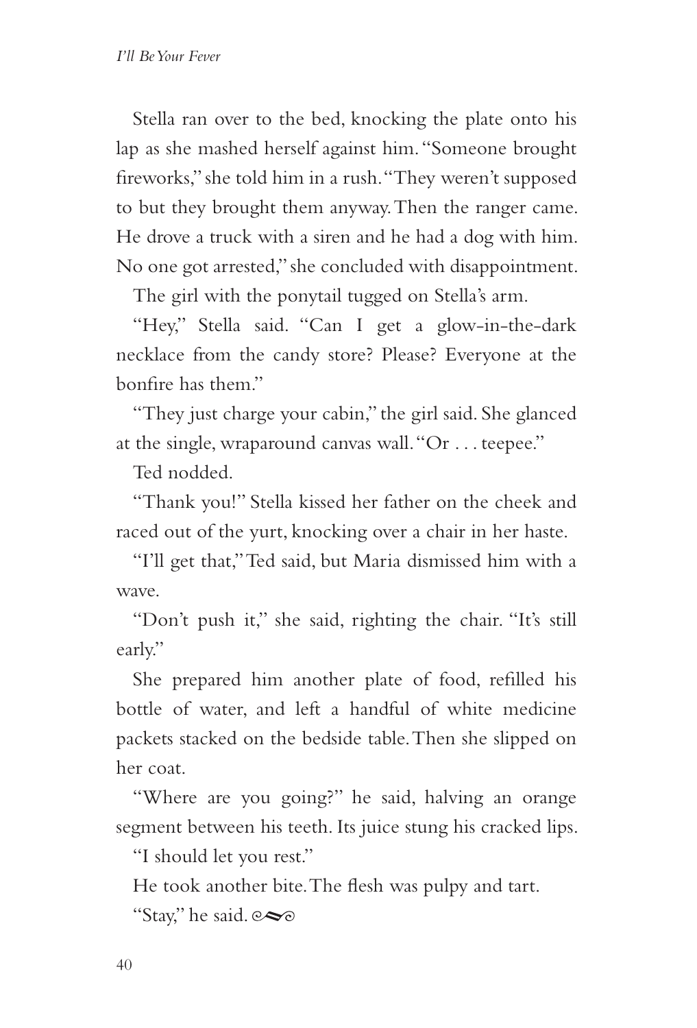Stella ran over to the bed, knocking the plate onto his lap as she mashed herself against him. "Someone brought fireworks," she told him in a rush. "They weren't supposed to but they brought them anyway. Then the ranger came. He drove a truck with a siren and he had a dog with him. No one got arrested," she concluded with disappointment.

The girl with the ponytail tugged on Stella's arm.

"Hey," Stella said. "Can I get a glow-in-the-dark necklace from the candy store? Please? Everyone at the bonfire has them."

"They just charge your cabin," the girl said. She glanced at the single, wraparound canvas wall. "Or . . . teepee."

Ted nodded.

"Thank you!" Stella kissed her father on the cheek and raced out of the yurt, knocking over a chair in her haste.

"I'll get that," Ted said, but Maria dismissed him with a wave.

"Don't push it," she said, righting the chair. "It's still early."

She prepared him another plate of food, refilled his bottle of water, and left a handful of white medicine packets stacked on the bedside table. Then she slipped on her coat.

"Where are you going?" he said, halving an orange segment between his teeth. Its juice stung his cracked lips.

"I should let you rest."

He took another bite. The flesh was pulpy and tart.

"Stay," he said.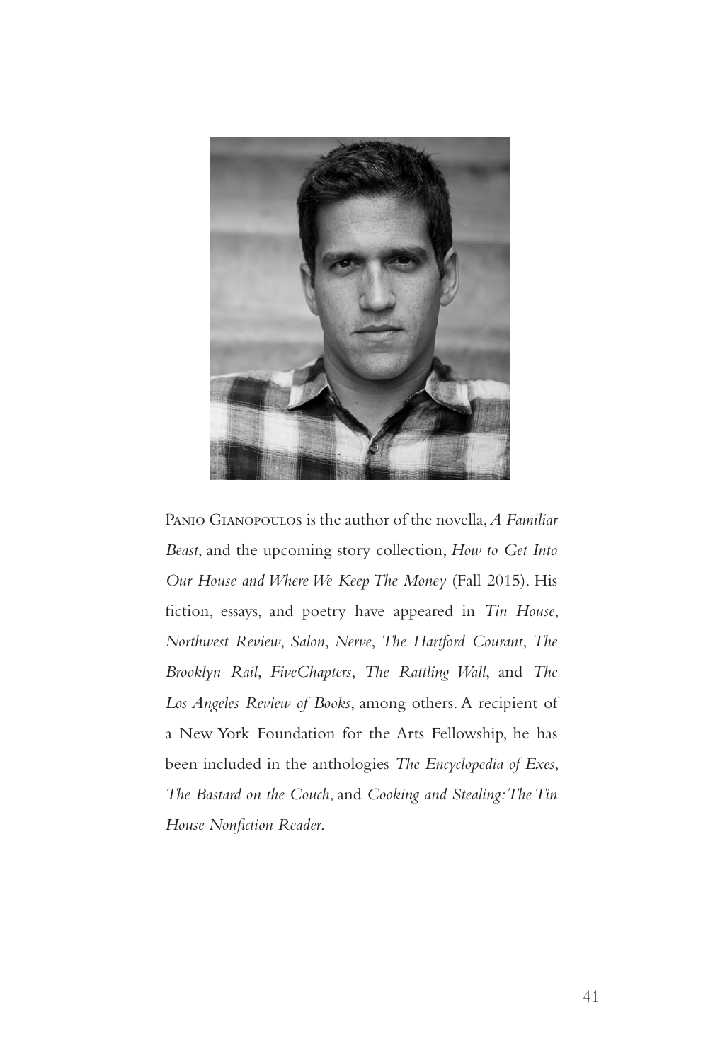Panio Gianopoulos is the author of the novella, *A Familiar Beast*, and the upcoming story collection, *How to Get Into Our House and Where We Keep The Money* (Fall 2015). His fiction, essays, and poetry have appeared in *Tin House*, *Northwest Review*, *Salon*, *Nerve*, *The Hartford Courant*, *The Brooklyn Rail*, *FiveChapters*, *The Rattling Wall*, and *The Los Angeles Review of Books*, among others. A recipient of a New York Foundation for the Arts Fellowship, he has been included in the anthologies *The Encyclopedia of Exes*, *The Bastard on the Couch*, and *Cooking and Stealing: The Tin House Nonfiction Reader*.